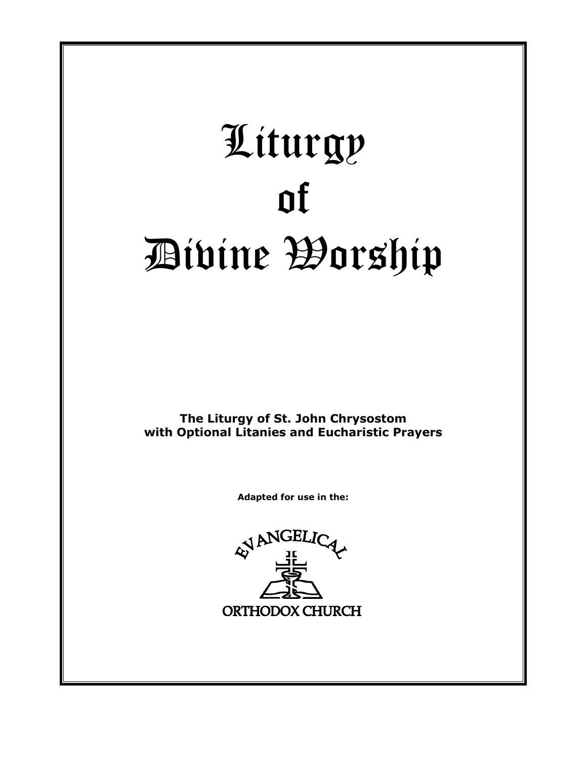# Liturgy of Divine Worship

**The Liturgy of St. John Chrysostom with Optional Litanies and Eucharistic Prayers**

**Adapted for use in the:**

EVANGELICAL ORTHODOX CHURCH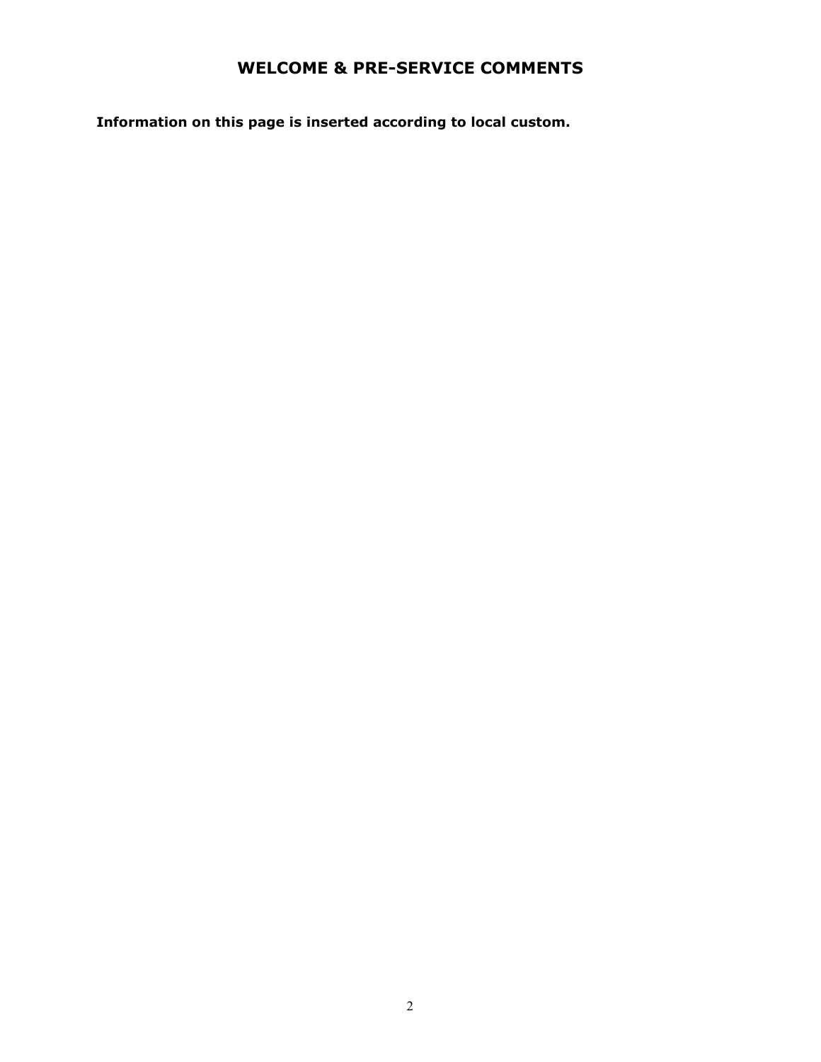# WELCOME & PRE-SERVICE COMMENTS

**Information on this page is inserted according to local custom.**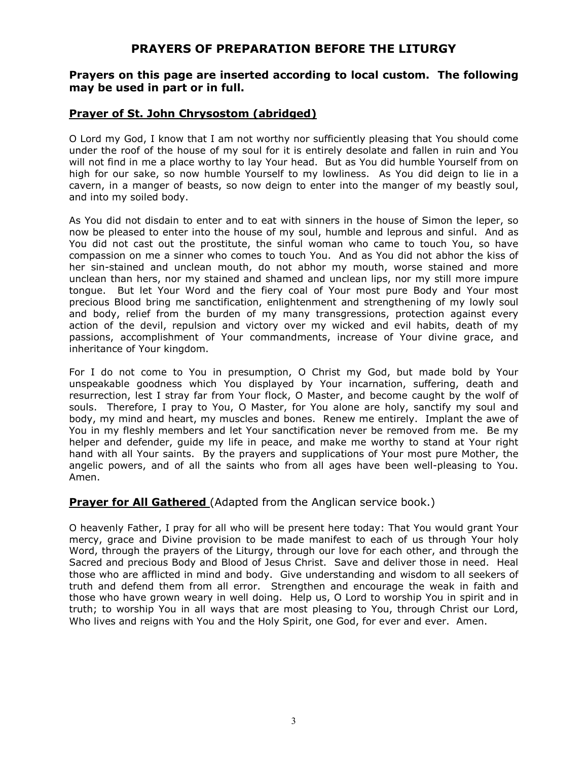# PRAYERS OF PREPARATION BEFORE THE LITURGY

**Prayers on this page are inserted according to local custom. The following may be used in part or in full.**

## Prayer of St. John Chrysostom (abridged)

O Lord my God, I know that I am not worthy nor sufficiently pleasing that You should come under the roof of the house of my soul for it is entirely desolate and fallen in ruin and You will not find in me a place worthy to lay Your head. But as You did humble Yourself from on high for our sake, so now humble Yourself to my lowliness. As You did deign to lie in a cavern, in a manger of beasts, so now deign to enter into the manger of my beastly soul, and into my soiled body.

As You did not disdain to enter and to eat with sinners in the house of Simon the leper, so now be pleased to enter into the house of my soul, humble and leprous and sinful. And as You did not cast out the prostitute, the sinful woman who came to touch You, so have compassion on me a sinner who comes to touch You. And as You did not abhor the kiss of her sin-stained and unclean mouth, do not abhor my mouth, worse stained and more unclean than hers, nor my stained and shamed and unclean lips, nor my still more impure tongue. But let Your Word and the fiery coal of Your most pure Body and Your most precious Blood bring me sanctification, enlightenment and strengthening of my lowly soul and body, relief from the burden of my many transgressions, protection against every action of the devil, repulsion and victory over my wicked and evil habits, death of my passions, accomplishment of Your commandments, increase of Your divine grace, and inheritance of Your kingdom.

For I do not come to You in presumption, O Christ my God, but made bold by Your unspeakable goodness which You displayed by Your incarnation, suffering, death and resurrection, lest I stray far from Your flock, O Master, and become caught by the wolf of souls. Therefore, I pray to You, O Master, for You alone are holy, sanctify my soul and body, my mind and heart, my muscles and bones. Renew me entirely. Implant the awe of You in my fleshly members and let Your sanctification never be removed from me. Be my helper and defender, guide my life in peace, and make me worthy to stand at Your right hand with all Your saints. By the prayers and supplications of Your most pure Mother, the angelic powers, and of all the saints who from all ages have been well-pleasing to You. Amen.

## Prayer for All Gathered (Adapted from the Anglican service book.)

O heavenly Father, I pray for all who will be present here today: That You would grant Your mercy, grace and Divine provision to be made manifest to each of us through Your holy Word, through the prayers of the Liturgy, through our love for each other, and through the Sacred and precious Body and Blood of Jesus Christ. Save and deliver those in need. Heal those who are afflicted in mind and body. Give understanding and wisdom to all seekers of truth and defend them from all error. Strengthen and encourage the weak in faith and those who have grown weary in well doing. Help us, O Lord to worship You in spirit and in truth; to worship You in all ways that are most pleasing to You, through Christ our Lord, Who lives and reigns with You and the Holy Spirit, one God, for ever and ever. Amen.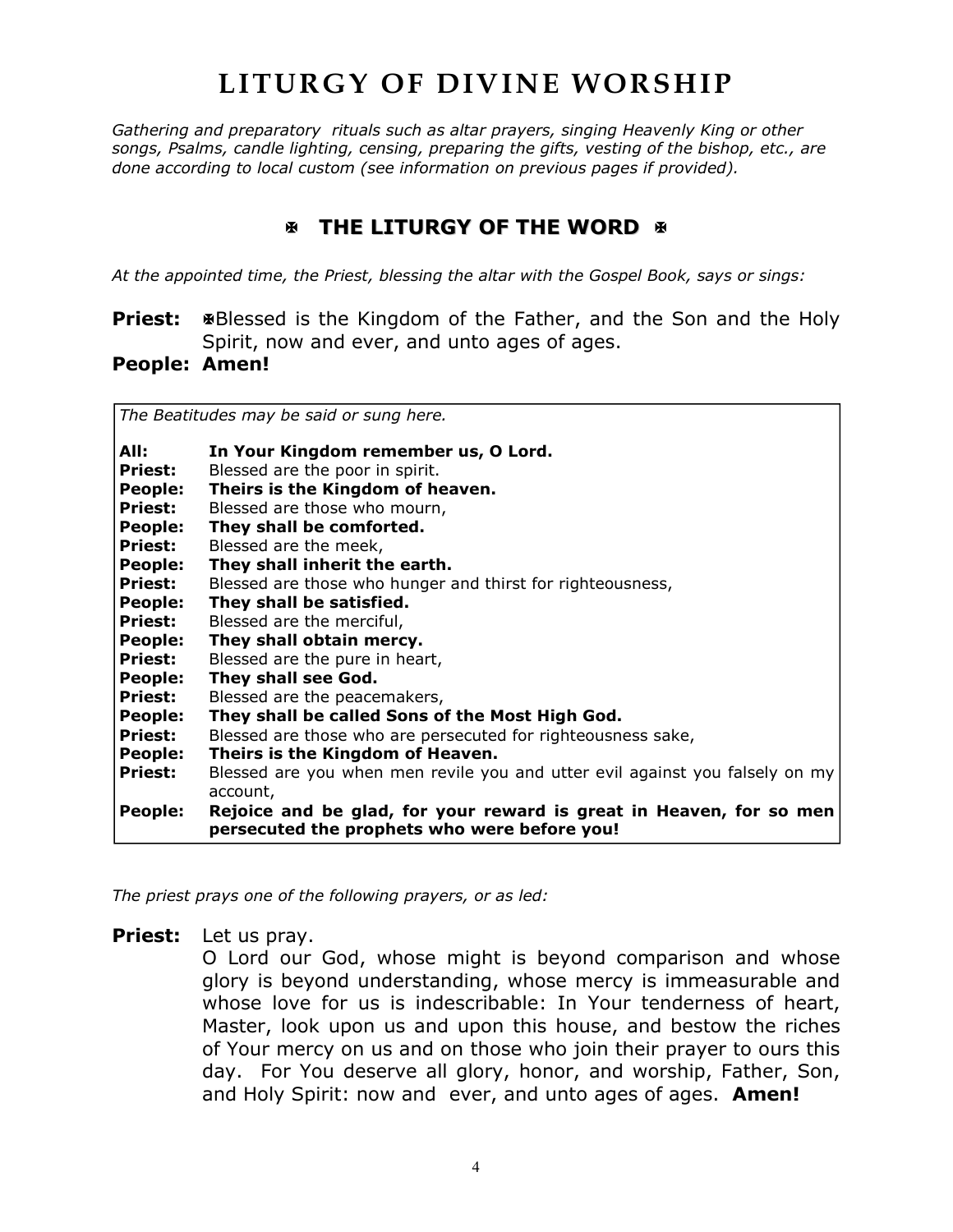# LITURGY OF DIVINE WORSHIP

*Gathering and preparatory rituals such as altar prayers, singing Heavenly King or other songs, Psalms, candle lighting, censing, preparing the gifts, vesting of the bishop, etc., are done according to local custom (see information on previous pages if provided).*

## ✠ THE LITURGY OF THE WORD ✠

*At the appointed time, the Priest, blessing the altar with the Gospel Book, says or sings:*

**Priest:** ✠Blessed is the Kingdom of the Father, and the Son and the Holy Spirit, now and ever, and unto ages of ages.

**People: Amen!**

*The Beatitudes may be said or sung here.*

| | |
|---|---|
| **All:** | **In Your Kingdom remember us, O Lord.** |
| **Priest:** | Blessed are the poor in spirit. |
| **People:** | **Theirs is the Kingdom of heaven.** |
| **Priest:** | Blessed are those who mourn, |
| **People:** | **They shall be comforted.** |
| **Priest:** | Blessed are the meek, |
| **People:** | **They shall inherit the earth.** |
| **Priest:** | Blessed are those who hunger and thirst for righteousness, |
| **People:** | **They shall be satisfied.** |
| **Priest:** | Blessed are the merciful, |
| **People:** | **They shall obtain mercy.** |
| **Priest:** | Blessed are the pure in heart, |
| **People:** | **They shall see God.** |
| **Priest:** | Blessed are the peacemakers, |
| **People:** | **They shall be called Sons of the Most High God.** |
| **Priest:** | Blessed are those who are persecuted for righteousness sake, |
| **People:** | **Theirs is the Kingdom of Heaven.** |
| **Priest:** | Blessed are you when men revile you and utter evil against you falsely on my account, |
| **People:** | **Rejoice and be glad, for your reward is great in Heaven, for so men persecuted the prophets who were before you!** |

*The priest prays one of the following prayers, or as led:*

**Priest:** Let us pray.
O Lord our God, whose might is beyond comparison and whose glory is beyond understanding, whose mercy is immeasurable and whose love for us is indescribable: In Your tenderness of heart, Master, look upon us and upon this house, and bestow the riches of Your mercy on us and on those who join their prayer to ours this day. For You deserve all glory, honor, and worship, Father, Son, and Holy Spirit: now and ever, and unto ages of ages. **Amen!**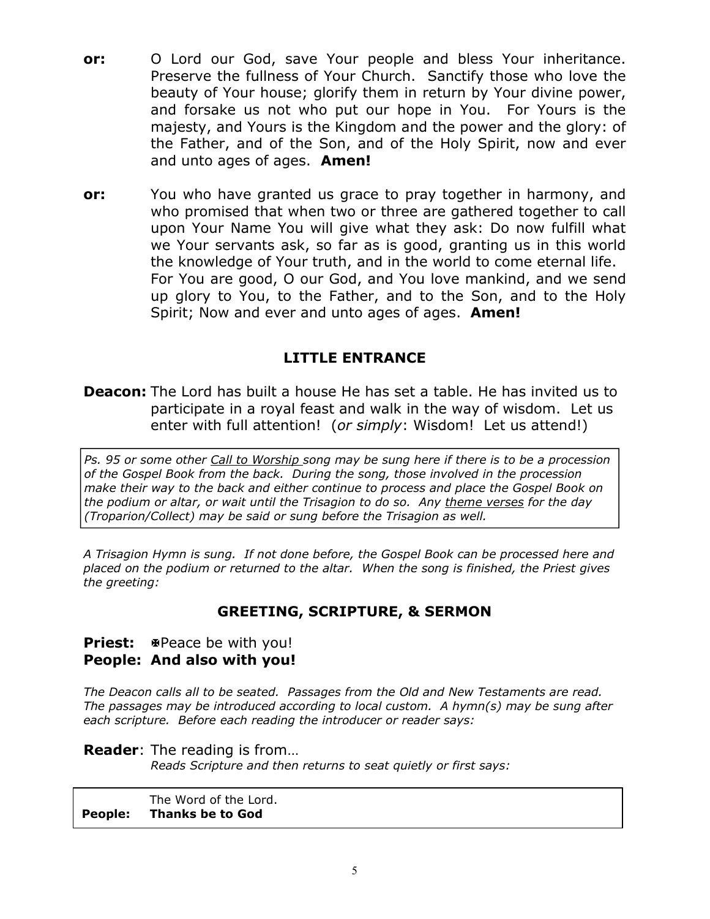**or:** O Lord our God, save Your people and bless Your inheritance. Preserve the fullness of Your Church. Sanctify those who love the beauty of Your house; glorify them in return by Your divine power, and forsake us not who put our hope in You. For Yours is the majesty, and Yours is the Kingdom and the power and the glory: of the Father, and of the Son, and of the Holy Spirit, now and ever and unto ages of ages. **Amen!**

**or:** You who have granted us grace to pray together in harmony, and who promised that when two or three are gathered together to call upon Your Name You will give what they ask: Do now fulfill what we Your servants ask, so far as is good, granting us in this world the knowledge of Your truth, and in the world to come eternal life. For You are good, O our God, and You love mankind, and we send up glory to You, to the Father, and to the Son, and to the Holy Spirit; Now and ever and unto ages of ages. **Amen!**

## LITTLE ENTRANCE

**Deacon:** The Lord has built a house He has set a table. He has invited us to participate in a royal feast and walk in the way of wisdom. Let us enter with full attention! (*or simply*: Wisdom! Let us attend!)

*Ps. 95 or some other Call to Worship song may be sung here if there is to be a procession of the Gospel Book from the back. During the song, those involved in the procession make their way to the back and either continue to process and place the Gospel Book on the podium or altar, or wait until the Trisagion to do so. Any theme verses for the day (Troparion/Collect) may be said or sung before the Trisagion as well.*

*A Trisagion Hymn is sung. If not done before, the Gospel Book can be processed here and placed on the podium or returned to the altar. When the song is finished, the Priest gives the greeting:*

## GREETING, SCRIPTURE, & SERMON

**Priest:** ✠Peace be with you!
**People: And also with you!**

*The Deacon calls all to be seated. Passages from the Old and New Testaments are read. The passages may be introduced according to local custom. A hymn(s) may be sung after each scripture. Before each reading the introducer or reader says:*

**Reader**: The reading is from…
*Reads Scripture and then returns to seat quietly or first says:*

The Word of the Lord.
**People: Thanks be to God**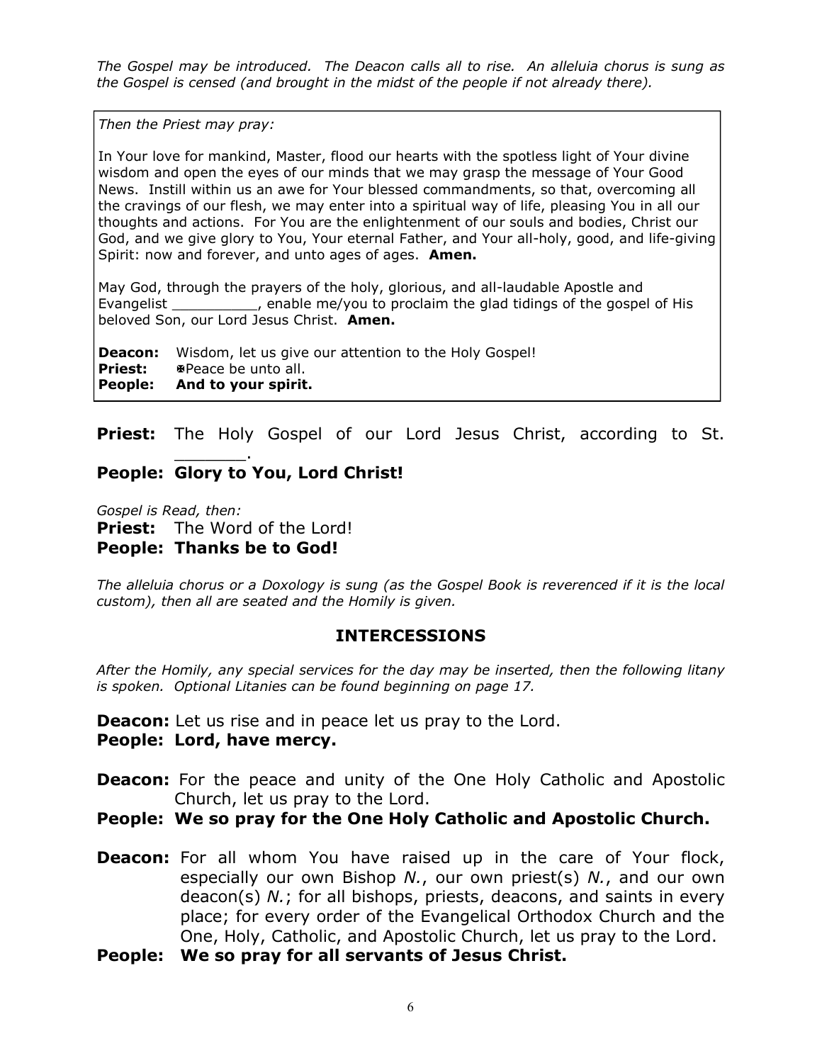*The Gospel may be introduced. The Deacon calls all to rise. An alleluia chorus is sung as the Gospel is censed (and brought in the midst of the people if not already there).*

*Then the Priest may pray:*

In Your love for mankind, Master, flood our hearts with the spotless light of Your divine wisdom and open the eyes of our minds that we may grasp the message of Your Good News. Instill within us an awe for Your blessed commandments, so that, overcoming all the cravings of our flesh, we may enter into a spiritual way of life, pleasing You in all our thoughts and actions. For You are the enlightenment of our souls and bodies, Christ our God, and we give glory to You, Your eternal Father, and Your all-holy, good, and life-giving Spirit: now and forever, and unto ages of ages. **Amen.**

May God, through the prayers of the holy, glorious, and all-laudable Apostle and Evangelist __________, enable me/you to proclaim the glad tidings of the gospel of His beloved Son, our Lord Jesus Christ. **Amen.**

**Deacon:** Wisdom, let us give our attention to the Holy Gospel!
**Priest:** ✠Peace be unto all.
**People: And to your spirit.**

**Priest:** The Holy Gospel of our Lord Jesus Christ, according to St. _______.
**People: Glory to You, Lord Christ!**

*Gospel is Read, then:*
**Priest:** The Word of the Lord!
**People: Thanks be to God!**

*The alleluia chorus or a Doxology is sung (as the Gospel Book is reverenced if it is the local custom), then all are seated and the Homily is given.*

## INTERCESSIONS

*After the Homily, any special services for the day may be inserted, then the following litany is spoken. Optional Litanies can be found beginning on page 17.*

**Deacon:** Let us rise and in peace let us pray to the Lord.
**People: Lord, have mercy.**

**Deacon:** For the peace and unity of the One Holy Catholic and Apostolic Church, let us pray to the Lord.
**People: We so pray for the One Holy Catholic and Apostolic Church.**

**Deacon:** For all whom You have raised up in the care of Your flock, especially our own Bishop *N.*, our own priest(s) *N.*, and our own deacon(s) *N.*; for all bishops, priests, deacons, and saints in every place; for every order of the Evangelical Orthodox Church and the One, Holy, Catholic, and Apostolic Church, let us pray to the Lord.
**People: We so pray for all servants of Jesus Christ.**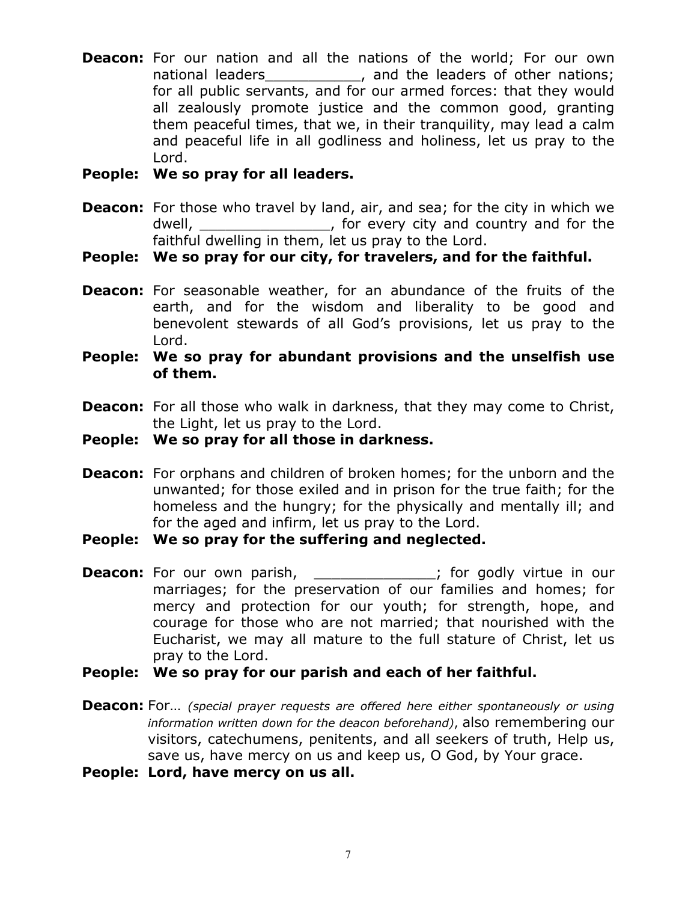**Deacon:** For our nation and all the nations of the world; For our own national leaders___________, and the leaders of other nations; for all public servants, and for our armed forces: that they would all zealously promote justice and the common good, granting them peaceful times, that we, in their tranquility, may lead a calm and peaceful life in all godliness and holiness, let us pray to the Lord.

**People: We so pray for all leaders.**

**Deacon:** For those who travel by land, air, and sea; for the city in which we dwell, _______________, for every city and country and for the faithful dwelling in them, let us pray to the Lord.

**People: We so pray for our city, for travelers, and for the faithful.**

**Deacon:** For seasonable weather, for an abundance of the fruits of the earth, and for the wisdom and liberality to be good and benevolent stewards of all God's provisions, let us pray to the Lord.

**People: We so pray for abundant provisions and the unselfish use of them.**

**Deacon:** For all those who walk in darkness, that they may come to Christ, the Light, let us pray to the Lord.

**People: We so pray for all those in darkness.**

**Deacon:** For orphans and children of broken homes; for the unborn and the unwanted; for those exiled and in prison for the true faith; for the homeless and the hungry; for the physically and mentally ill; and for the aged and infirm, let us pray to the Lord.

**People: We so pray for the suffering and neglected.**

**Deacon:** For our own parish, ______________; for godly virtue in our marriages; for the preservation of our families and homes; for mercy and protection for our youth; for strength, hope, and courage for those who are not married; that nourished with the Eucharist, we may all mature to the full stature of Christ, let us pray to the Lord.

**People: We so pray for our parish and each of her faithful.**

**Deacon:** For… *(special prayer requests are offered here either spontaneously or using information written down for the deacon beforehand)*, also remembering our visitors, catechumens, penitents, and all seekers of truth, Help us, save us, have mercy on us and keep us, O God, by Your grace.

**People: Lord, have mercy on us all.**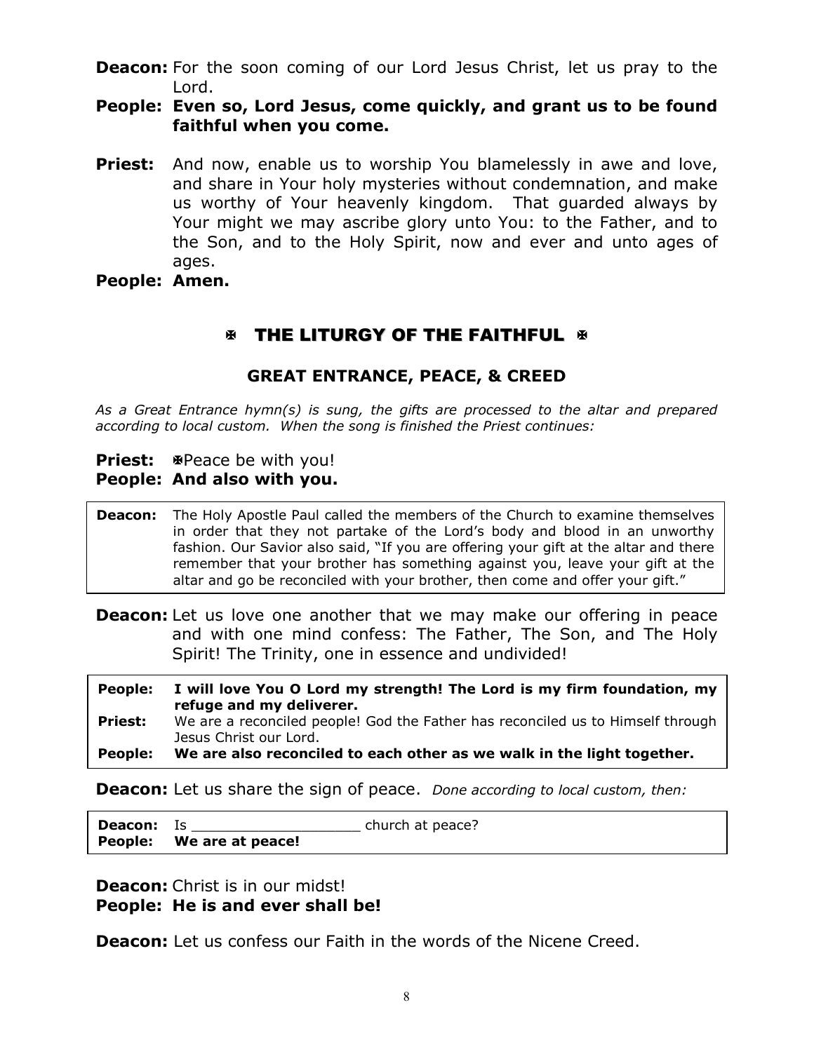**Deacon:** For the soon coming of our Lord Jesus Christ, let us pray to the Lord.

**People: Even so, Lord Jesus, come quickly, and grant us to be found faithful when you come.**

**Priest:** And now, enable us to worship You blamelessly in awe and love, and share in Your holy mysteries without condemnation, and make us worthy of Your heavenly kingdom. That guarded always by Your might we may ascribe glory unto You: to the Father, and to the Son, and to the Holy Spirit, now and ever and unto ages of ages.

**People: Amen.**

## ✠ THE LITURGY OF THE FAITHFUL ✠

### GREAT ENTRANCE, PEACE, & CREED

*As a Great Entrance hymn(s) is sung, the gifts are processed to the altar and prepared according to local custom. When the song is finished the Priest continues:*

**Priest:** ✠Peace be with you!

**People: And also with you.**

**Deacon:** The Holy Apostle Paul called the members of the Church to examine themselves in order that they not partake of the Lord's body and blood in an unworthy fashion. Our Savior also said, "If you are offering your gift at the altar and there remember that your brother has something against you, leave your gift at the altar and go be reconciled with your brother, then come and offer your gift."

**Deacon:** Let us love one another that we may make our offering in peace and with one mind confess: The Father, The Son, and The Holy Spirit! The Trinity, one in essence and undivided!

**People: I will love You O Lord my strength! The Lord is my firm foundation, my refuge and my deliverer.**

**Priest:** We are a reconciled people! God the Father has reconciled us to Himself through Jesus Christ our Lord.

**People: We are also reconciled to each other as we walk in the light together.**

**Deacon:** Let us share the sign of peace. *Done according to local custom, then:*

**Deacon:** Is ____________________ church at peace?

**People: We are at peace!**

**Deacon:** Christ is in our midst!

**People: He is and ever shall be!**

**Deacon:** Let us confess our Faith in the words of the Nicene Creed.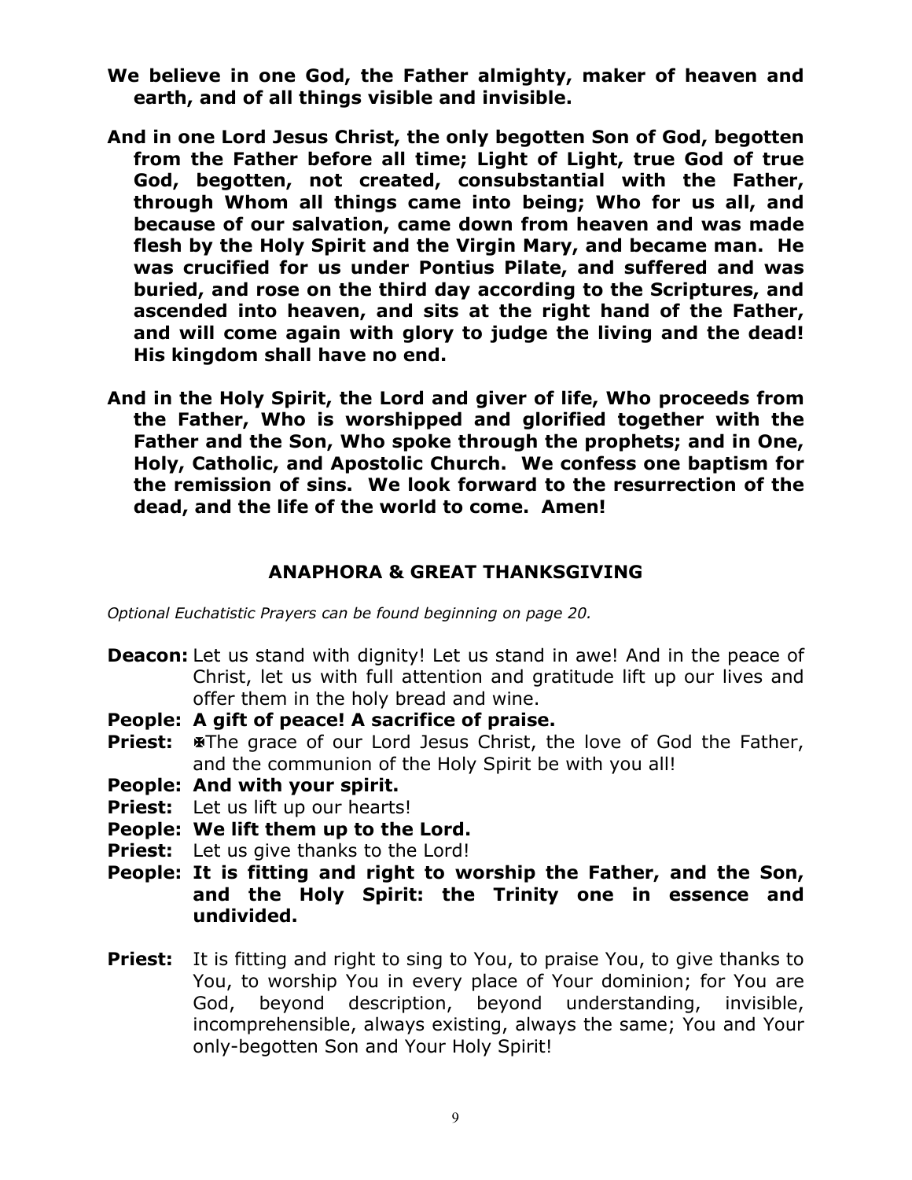**We believe in one God, the Father almighty, maker of heaven and earth, and of all things visible and invisible.**

**And in one Lord Jesus Christ, the only begotten Son of God, begotten from the Father before all time; Light of Light, true God of true God, begotten, not created, consubstantial with the Father, through Whom all things came into being; Who for us all, and because of our salvation, came down from heaven and was made flesh by the Holy Spirit and the Virgin Mary, and became man. He was crucified for us under Pontius Pilate, and suffered and was buried, and rose on the third day according to the Scriptures, and ascended into heaven, and sits at the right hand of the Father, and will come again with glory to judge the living and the dead! His kingdom shall have no end.**

**And in the Holy Spirit, the Lord and giver of life, Who proceeds from the Father, Who is worshipped and glorified together with the Father and the Son, Who spoke through the prophets; and in One, Holy, Catholic, and Apostolic Church. We confess one baptism for the remission of sins. We look forward to the resurrection of the dead, and the life of the world to come. Amen!**

## ANAPHORA & GREAT THANKSGIVING

*Optional Euchatistic Prayers can be found beginning on page 20.*

**Deacon:** Let us stand with dignity! Let us stand in awe! And in the peace of Christ, let us with full attention and gratitude lift up our lives and offer them in the holy bread and wine.

**People: A gift of peace! A sacrifice of praise.**

**Priest:** ✠The grace of our Lord Jesus Christ, the love of God the Father, and the communion of the Holy Spirit be with you all!

**People: And with your spirit.**

**Priest:** Let us lift up our hearts!

**People: We lift them up to the Lord.**

**Priest:** Let us give thanks to the Lord!

**People: It is fitting and right to worship the Father, and the Son, and the Holy Spirit: the Trinity one in essence and undivided.**

**Priest:** It is fitting and right to sing to You, to praise You, to give thanks to You, to worship You in every place of Your dominion; for You are God, beyond description, beyond understanding, invisible, incomprehensible, always existing, always the same; You and Your only-begotten Son and Your Holy Spirit!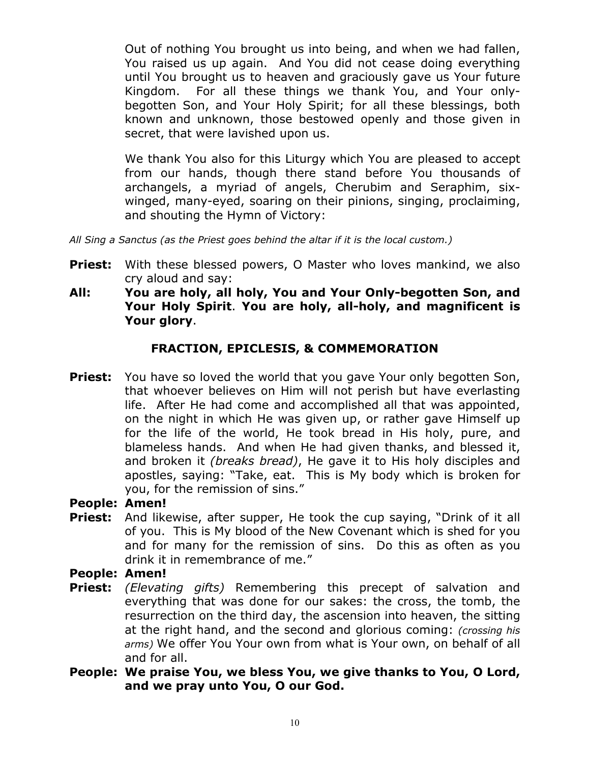Out of nothing You brought us into being, and when we had fallen, You raised us up again. And You did not cease doing everything until You brought us to heaven and graciously gave us Your future Kingdom. For all these things we thank You, and Your only-begotten Son, and Your Holy Spirit; for all these blessings, both known and unknown, those bestowed openly and those given in secret, that were lavished upon us.

We thank You also for this Liturgy which You are pleased to accept from our hands, though there stand before You thousands of archangels, a myriad of angels, Cherubim and Seraphim, six-winged, many-eyed, soaring on their pinions, singing, proclaiming, and shouting the Hymn of Victory:

*All Sing a Sanctus (as the Priest goes behind the altar if it is the local custom.)*

**Priest:** With these blessed powers, O Master who loves mankind, we also cry aloud and say:

**All: You are holy, all holy, You and Your Only-begotten Son, and Your Holy Spirit. You are holy, all-holy, and magnificent is Your glory.**

## FRACTION, EPICLESIS, & COMMEMORATION

**Priest:** You have so loved the world that you gave Your only begotten Son, that whoever believes on Him will not perish but have everlasting life. After He had come and accomplished all that was appointed, on the night in which He was given up, or rather gave Himself up for the life of the world, He took bread in His holy, pure, and blameless hands. And when He had given thanks, and blessed it, and broken it *(breaks bread)*, He gave it to His holy disciples and apostles, saying: "Take, eat. This is My body which is broken for you, for the remission of sins."

**People: Amen!**

**Priest:** And likewise, after supper, He took the cup saying, "Drink of it all of you. This is My blood of the New Covenant which is shed for you and for many for the remission of sins. Do this as often as you drink it in remembrance of me."

**People: Amen!**

**Priest:** *(Elevating gifts)* Remembering this precept of salvation and everything that was done for our sakes: the cross, the tomb, the resurrection on the third day, the ascension into heaven, the sitting at the right hand, and the second and glorious coming: *(crossing his arms)* We offer You Your own from what is Your own, on behalf of all and for all.

**People: We praise You, we bless You, we give thanks to You, O Lord, and we pray unto You, O our God.**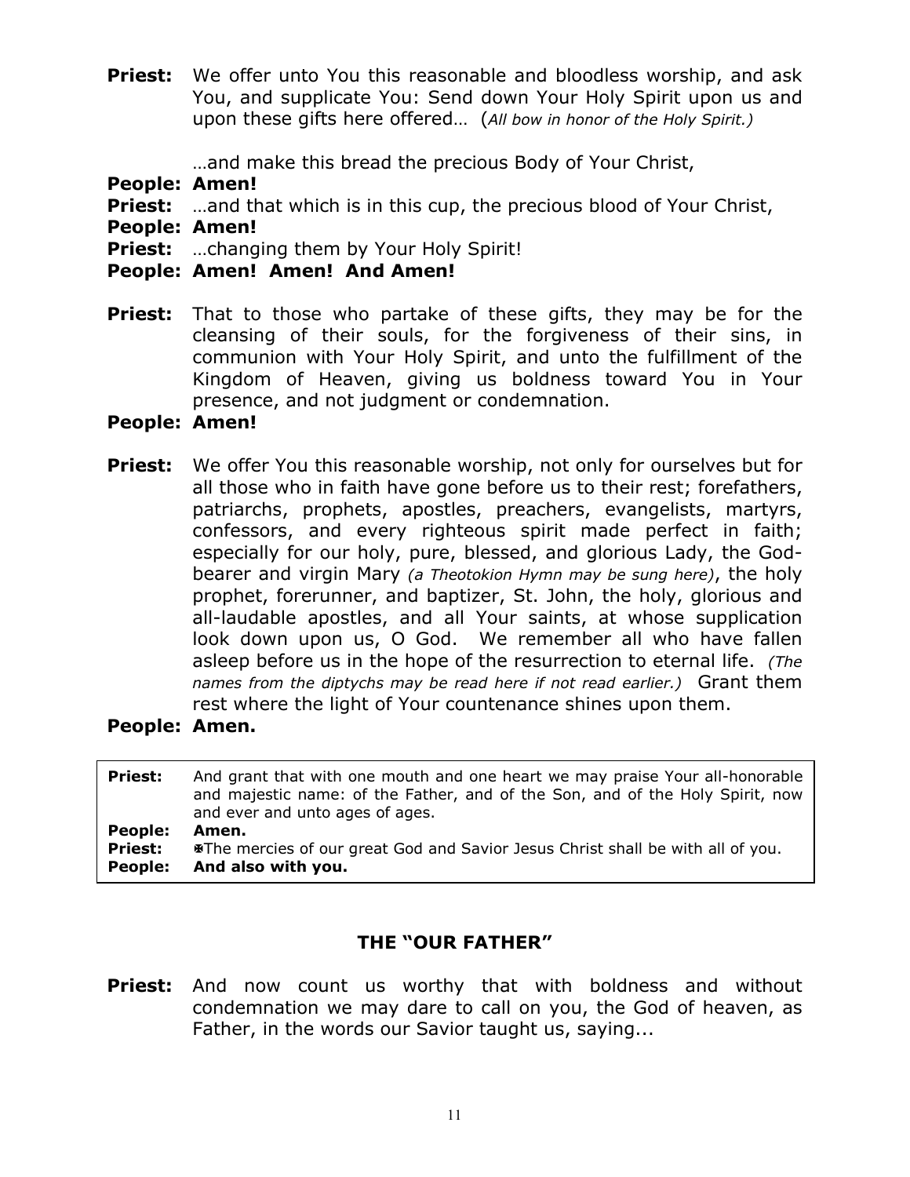**Priest:** We offer unto You this reasonable and bloodless worship, and ask You, and supplicate You: Send down Your Holy Spirit upon us and upon these gifts here offered… (*All bow in honor of the Holy Spirit.)*

…and make this bread the precious Body of Your Christ,

**People: Amen!**

**Priest:** …and that which is in this cup, the precious blood of Your Christ,

**People: Amen!**

**Priest:** …changing them by Your Holy Spirit!

**People: Amen! Amen! And Amen!**

**Priest:** That to those who partake of these gifts, they may be for the cleansing of their souls, for the forgiveness of their sins, in communion with Your Holy Spirit, and unto the fulfillment of the Kingdom of Heaven, giving us boldness toward You in Your presence, and not judgment or condemnation.

**People: Amen!**

**Priest:** We offer You this reasonable worship, not only for ourselves but for all those who in faith have gone before us to their rest; forefathers, patriarchs, prophets, apostles, preachers, evangelists, martyrs, confessors, and every righteous spirit made perfect in faith; especially for our holy, pure, blessed, and glorious Lady, the God-bearer and virgin Mary *(a Theotokion Hymn may be sung here)*, the holy prophet, forerunner, and baptizer, St. John, the holy, glorious and all-laudable apostles, and all Your saints, at whose supplication look down upon us, O God. We remember all who have fallen asleep before us in the hope of the resurrection to eternal life. *(The names from the diptychs may be read here if not read earlier.)* Grant them rest where the light of Your countenance shines upon them.

**People: Amen.**

**Priest:** And grant that with one mouth and one heart we may praise Your all-honorable and majestic name: of the Father, and of the Son, and of the Holy Spirit, now and ever and unto ages of ages.

**People: Amen.**

**Priest:** ✠The mercies of our great God and Savior Jesus Christ shall be with all of you.

**People: And also with you.**

## THE "OUR FATHER"

**Priest:** And now count us worthy that with boldness and without condemnation we may dare to call on you, the God of heaven, as Father, in the words our Savior taught us, saying...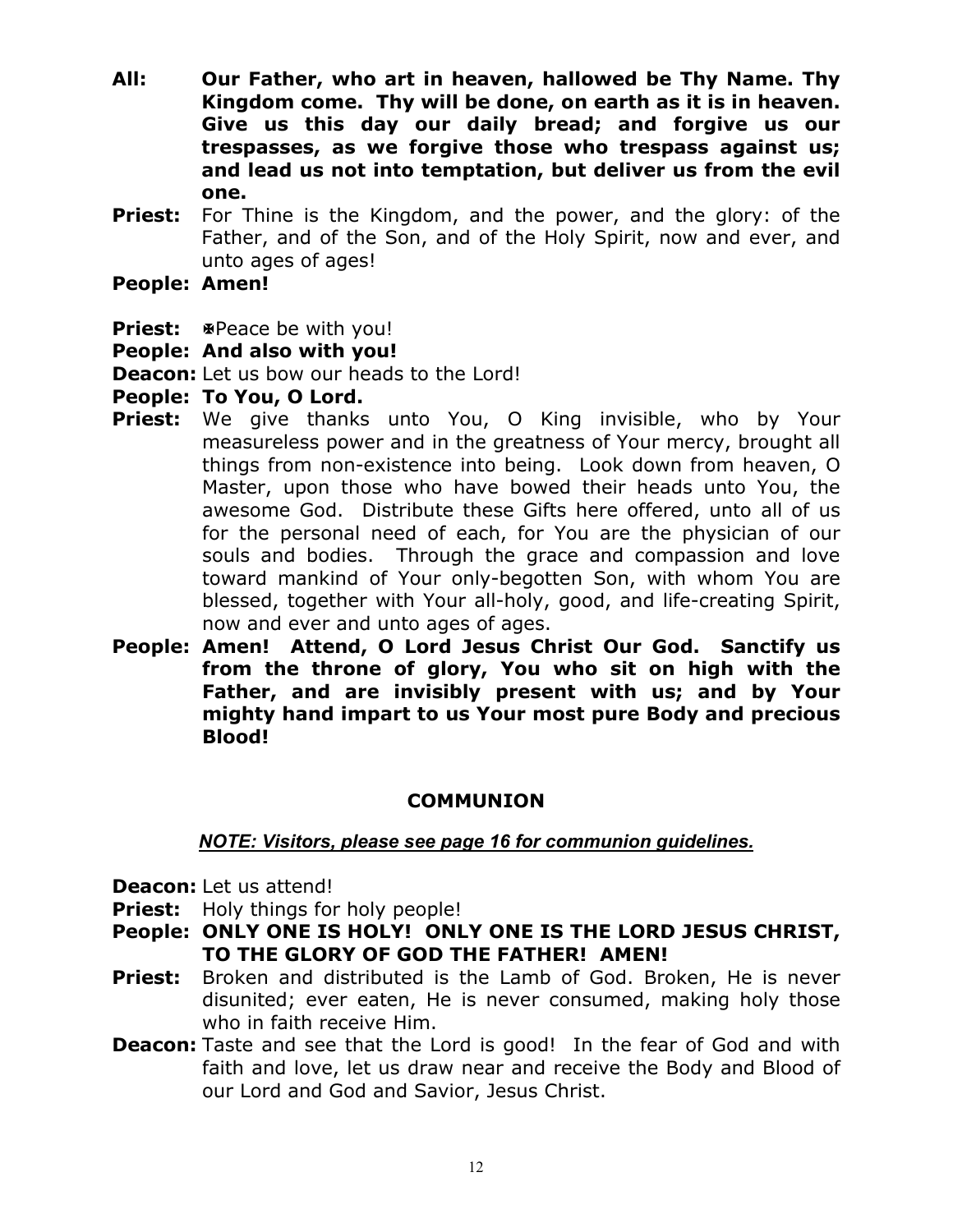**All:** **Our Father, who art in heaven, hallowed be Thy Name. Thy Kingdom come. Thy will be done, on earth as it is in heaven. Give us this day our daily bread; and forgive us our trespasses, as we forgive those who trespass against us; and lead us not into temptation, but deliver us from the evil one.**

**Priest:** For Thine is the Kingdom, and the power, and the glory: of the Father, and of the Son, and of the Holy Spirit, now and ever, and unto ages of ages!

**People:** **Amen!**

**Priest:** ✠Peace be with you!

**People:** **And also with you!**

**Deacon:** Let us bow our heads to the Lord!

**People:** **To You, O Lord.**

**Priest:** We give thanks unto You, O King invisible, who by Your measureless power and in the greatness of Your mercy, brought all things from non-existence into being. Look down from heaven, O Master, upon those who have bowed their heads unto You, the awesome God. Distribute these Gifts here offered, unto all of us for the personal need of each, for You are the physician of our souls and bodies. Through the grace and compassion and love toward mankind of Your only-begotten Son, with whom You are blessed, together with Your all-holy, good, and life-creating Spirit, now and ever and unto ages of ages.

**People:** **Amen! Attend, O Lord Jesus Christ Our God. Sanctify us from the throne of glory, You who sit on high with the Father, and are invisibly present with us; and by Your mighty hand impart to us Your most pure Body and precious Blood!**

## COMMUNION

***NOTE: Visitors, please see page 16 for communion guidelines.***

**Deacon:** Let us attend!

**Priest:** Holy things for holy people!

**People:** **ONLY ONE IS HOLY! ONLY ONE IS THE LORD JESUS CHRIST, TO THE GLORY OF GOD THE FATHER! AMEN!**

**Priest:** Broken and distributed is the Lamb of God. Broken, He is never disunited; ever eaten, He is never consumed, making holy those who in faith receive Him.

**Deacon:** Taste and see that the Lord is good! In the fear of God and with faith and love, let us draw near and receive the Body and Blood of our Lord and God and Savior, Jesus Christ.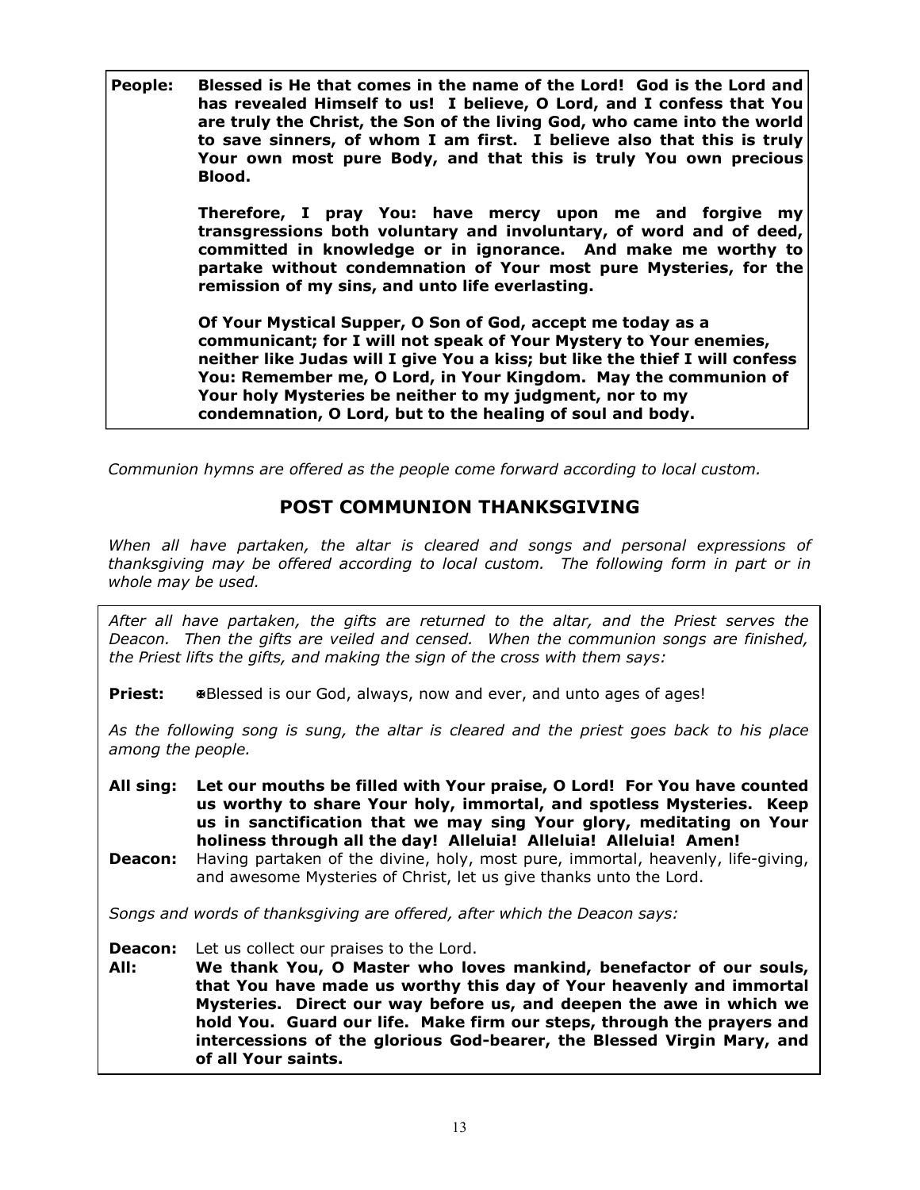**People:** **Blessed is He that comes in the name of the Lord! God is the Lord and has revealed Himself to us! I believe, O Lord, and I confess that You are truly the Christ, the Son of the living God, who came into the world to save sinners, of whom I am first. I believe also that this is truly Your own most pure Body, and that this is truly You own precious Blood.**

**Therefore, I pray You: have mercy upon me and forgive my transgressions both voluntary and involuntary, of word and of deed, committed in knowledge or in ignorance. And make me worthy to partake without condemnation of Your most pure Mysteries, for the remission of my sins, and unto life everlasting.**

**Of Your Mystical Supper, O Son of God, accept me today as a communicant; for I will not speak of Your Mystery to Your enemies, neither like Judas will I give You a kiss; but like the thief I will confess You: Remember me, O Lord, in Your Kingdom. May the communion of Your holy Mysteries be neither to my judgment, nor to my condemnation, O Lord, but to the healing of soul and body.**

*Communion hymns are offered as the people come forward according to local custom.*

## POST COMMUNION THANKSGIVING

*When all have partaken, the altar is cleared and songs and personal expressions of thanksgiving may be offered according to local custom. The following form in part or in whole may be used.*

*After all have partaken, the gifts are returned to the altar, and the Priest serves the Deacon. Then the gifts are veiled and censed. When the communion songs are finished, the Priest lifts the gifts, and making the sign of the cross with them says:*

**Priest:** ✠Blessed is our God, always, now and ever, and unto ages of ages!

*As the following song is sung, the altar is cleared and the priest goes back to his place among the people.*

**All sing:** **Let our mouths be filled with Your praise, O Lord! For You have counted us worthy to share Your holy, immortal, and spotless Mysteries. Keep us in sanctification that we may sing Your glory, meditating on Your holiness through all the day! Alleluia! Alleluia! Alleluia! Amen!**

**Deacon:** Having partaken of the divine, holy, most pure, immortal, heavenly, life-giving, and awesome Mysteries of Christ, let us give thanks unto the Lord.

*Songs and words of thanksgiving are offered, after which the Deacon says:*

**Deacon:** Let us collect our praises to the Lord.

**All:** **We thank You, O Master who loves mankind, benefactor of our souls, that You have made us worthy this day of Your heavenly and immortal Mysteries. Direct our way before us, and deepen the awe in which we hold You. Guard our life. Make firm our steps, through the prayers and intercessions of the glorious God-bearer, the Blessed Virgin Mary, and of all Your saints.**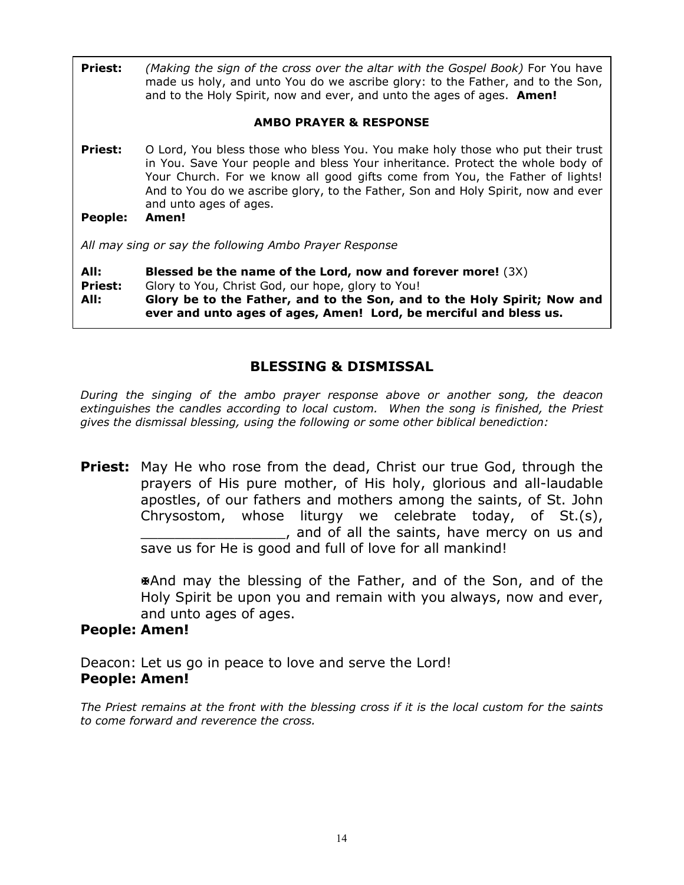**Priest:** *(Making the sign of the cross over the altar with the Gospel Book)* For You have made us holy, and unto You do we ascribe glory: to the Father, and to the Son, and to the Holy Spirit, now and ever, and unto the ages of ages. **Amen!**

**AMBO PRAYER & RESPONSE**

**Priest:** O Lord, You bless those who bless You. You make holy those who put their trust in You. Save Your people and bless Your inheritance. Protect the whole body of Your Church. For we know all good gifts come from You, the Father of lights! And to You do we ascribe glory, to the Father, Son and Holy Spirit, now and ever and unto ages of ages.

**People:** **Amen!**

*All may sing or say the following Ambo Prayer Response*

**All:** **Blessed be the name of the Lord, now and forever more!** (3X)

**Priest:** Glory to You, Christ God, our hope, glory to You!

**All:** **Glory be to the Father, and to the Son, and to the Holy Spirit; Now and ever and unto ages of ages, Amen! Lord, be merciful and bless us.**

## BLESSING & DISMISSAL

*During the singing of the ambo prayer response above or another song, the deacon extinguishes the candles according to local custom. When the song is finished, the Priest gives the dismissal blessing, using the following or some other biblical benediction:*

**Priest:** May He who rose from the dead, Christ our true God, through the prayers of His pure mother, of His holy, glorious and all-laudable apostles, of our fathers and mothers among the saints, of St. John Chrysostom, whose liturgy we celebrate today, of St.(s), _________________, and of all the saints, have mercy on us and save us for He is good and full of love for all mankind!

✠And may the blessing of the Father, and of the Son, and of the Holy Spirit be upon you and remain with you always, now and ever, and unto ages of ages.

**People: Amen!**

Deacon: Let us go in peace to love and serve the Lord!

**People: Amen!**

*The Priest remains at the front with the blessing cross if it is the local custom for the saints to come forward and reverence the cross.*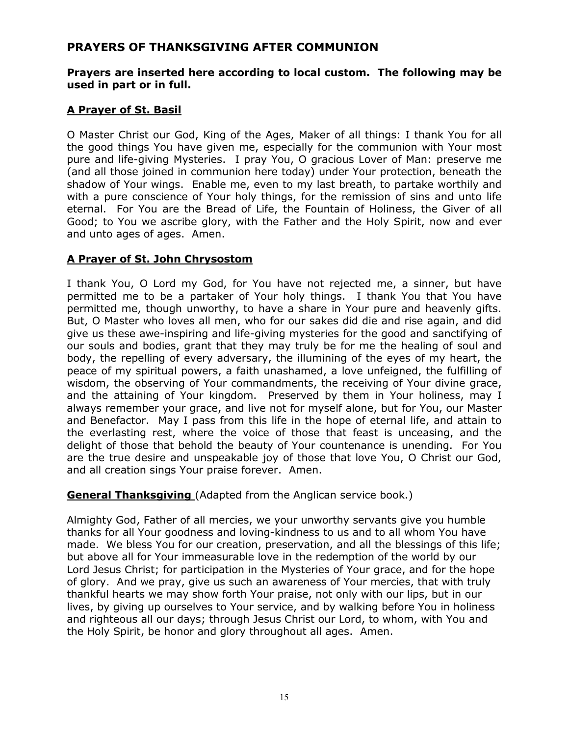## PRAYERS OF THANKSGIVING AFTER COMMUNION

**Prayers are inserted here according to local custom. The following may be used in part or in full.**

### A Prayer of St. Basil

O Master Christ our God, King of the Ages, Maker of all things: I thank You for all the good things You have given me, especially for the communion with Your most pure and life-giving Mysteries. I pray You, O gracious Lover of Man: preserve me (and all those joined in communion here today) under Your protection, beneath the shadow of Your wings. Enable me, even to my last breath, to partake worthily and with a pure conscience of Your holy things, for the remission of sins and unto life eternal. For You are the Bread of Life, the Fountain of Holiness, the Giver of all Good; to You we ascribe glory, with the Father and the Holy Spirit, now and ever and unto ages of ages. Amen.

### A Prayer of St. John Chrysostom

I thank You, O Lord my God, for You have not rejected me, a sinner, but have permitted me to be a partaker of Your holy things. I thank You that You have permitted me, though unworthy, to have a share in Your pure and heavenly gifts. But, O Master who loves all men, who for our sakes did die and rise again, and did give us these awe-inspiring and life-giving mysteries for the good and sanctifying of our souls and bodies, grant that they may truly be for me the healing of soul and body, the repelling of every adversary, the illumining of the eyes of my heart, the peace of my spiritual powers, a faith unashamed, a love unfeigned, the fulfilling of wisdom, the observing of Your commandments, the receiving of Your divine grace, and the attaining of Your kingdom. Preserved by them in Your holiness, may I always remember your grace, and live not for myself alone, but for You, our Master and Benefactor. May I pass from this life in the hope of eternal life, and attain to the everlasting rest, where the voice of those that feast is unceasing, and the delight of those that behold the beauty of Your countenance is unending. For You are the true desire and unspeakable joy of those that love You, O Christ our God, and all creation sings Your praise forever. Amen.

**General Thanksgiving** (Adapted from the Anglican service book.)

Almighty God, Father of all mercies, we your unworthy servants give you humble thanks for all Your goodness and loving-kindness to us and to all whom You have made. We bless You for our creation, preservation, and all the blessings of this life; but above all for Your immeasurable love in the redemption of the world by our Lord Jesus Christ; for participation in the Mysteries of Your grace, and for the hope of glory. And we pray, give us such an awareness of Your mercies, that with truly thankful hearts we may show forth Your praise, not only with our lips, but in our lives, by giving up ourselves to Your service, and by walking before You in holiness and righteous all our days; through Jesus Christ our Lord, to whom, with You and the Holy Spirit, be honor and glory throughout all ages. Amen.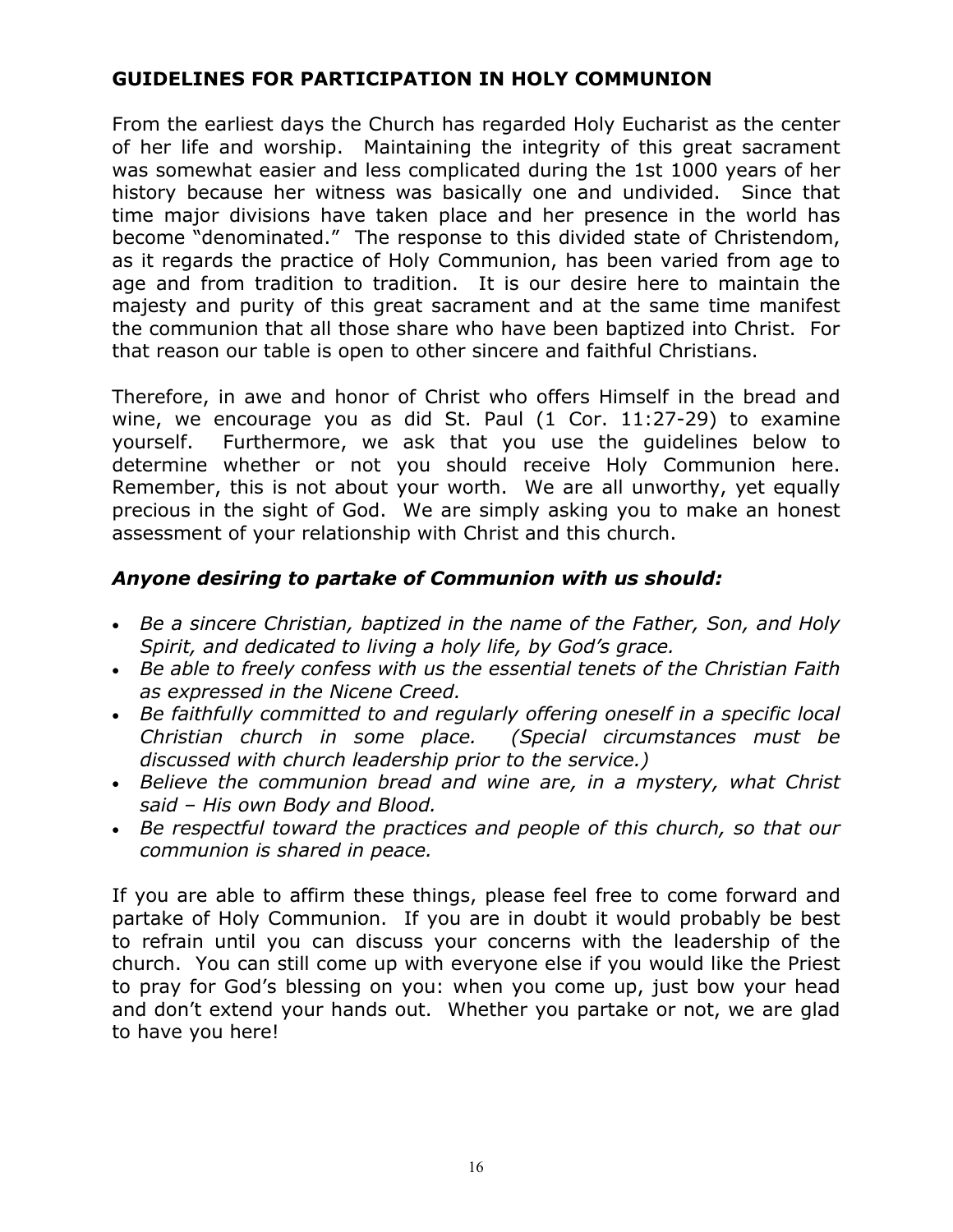## GUIDELINES FOR PARTICIPATION IN HOLY COMMUNION

From the earliest days the Church has regarded Holy Eucharist as the center of her life and worship. Maintaining the integrity of this great sacrament was somewhat easier and less complicated during the 1st 1000 years of her history because her witness was basically one and undivided. Since that time major divisions have taken place and her presence in the world has become "denominated." The response to this divided state of Christendom, as it regards the practice of Holy Communion, has been varied from age to age and from tradition to tradition. It is our desire here to maintain the majesty and purity of this great sacrament and at the same time manifest the communion that all those share who have been baptized into Christ. For that reason our table is open to other sincere and faithful Christians.

Therefore, in awe and honor of Christ who offers Himself in the bread and wine, we encourage you as did St. Paul (1 Cor. 11:27-29) to examine yourself. Furthermore, we ask that you use the guidelines below to determine whether or not you should receive Holy Communion here. Remember, this is not about your worth. We are all unworthy, yet equally precious in the sight of God. We are simply asking you to make an honest assessment of your relationship with Christ and this church.

### *Anyone desiring to partake of Communion with us should:*

- *Be a sincere Christian, baptized in the name of the Father, Son, and Holy Spirit, and dedicated to living a holy life, by God's grace.*
- *Be able to freely confess with us the essential tenets of the Christian Faith as expressed in the Nicene Creed.*
- *Be faithfully committed to and regularly offering oneself in a specific local Christian church in some place. (Special circumstances must be discussed with church leadership prior to the service.)*
- *Believe the communion bread and wine are, in a mystery, what Christ said – His own Body and Blood.*
- *Be respectful toward the practices and people of this church, so that our communion is shared in peace.*

If you are able to affirm these things, please feel free to come forward and partake of Holy Communion. If you are in doubt it would probably be best to refrain until you can discuss your concerns with the leadership of the church. You can still come up with everyone else if you would like the Priest to pray for God's blessing on you: when you come up, just bow your head and don't extend your hands out. Whether you partake or not, we are glad to have you here!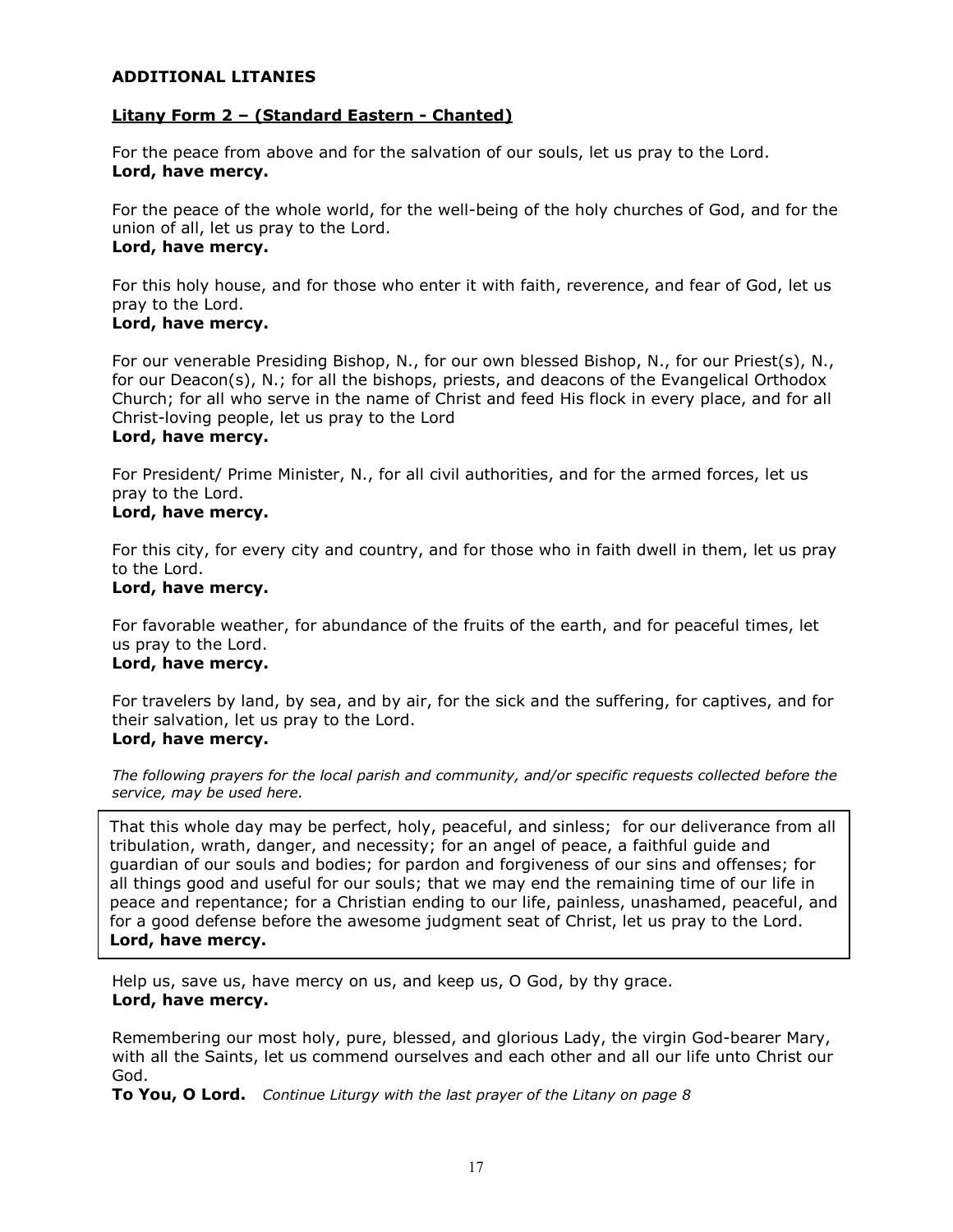## ADDITIONAL LITANIES

### Litany Form 2 – (Standard Eastern - Chanted)

For the peace from above and for the salvation of our souls, let us pray to the Lord.
**Lord, have mercy.**

For the peace of the whole world, for the well-being of the holy churches of God, and for the union of all, let us pray to the Lord.
**Lord, have mercy.**

For this holy house, and for those who enter it with faith, reverence, and fear of God, let us pray to the Lord.
**Lord, have mercy.**

For our venerable Presiding Bishop, N., for our own blessed Bishop, N., for our Priest(s), N., for our Deacon(s), N.; for all the bishops, priests, and deacons of the Evangelical Orthodox Church; for all who serve in the name of Christ and feed His flock in every place, and for all Christ-loving people, let us pray to the Lord
**Lord, have mercy.**

For President/ Prime Minister, N., for all civil authorities, and for the armed forces, let us pray to the Lord.
**Lord, have mercy.**

For this city, for every city and country, and for those who in faith dwell in them, let us pray to the Lord.
**Lord, have mercy.**

For favorable weather, for abundance of the fruits of the earth, and for peaceful times, let us pray to the Lord.
**Lord, have mercy.**

For travelers by land, by sea, and by air, for the sick and the suffering, for captives, and for their salvation, let us pray to the Lord.
**Lord, have mercy.**

*The following prayers for the local parish and community, and/or specific requests collected before the service, may be used here.*

That this whole day may be perfect, holy, peaceful, and sinless; for our deliverance from all tribulation, wrath, danger, and necessity; for an angel of peace, a faithful guide and guardian of our souls and bodies; for pardon and forgiveness of our sins and offenses; for all things good and useful for our souls; that we may end the remaining time of our life in peace and repentance; for a Christian ending to our life, painless, unashamed, peaceful, and for a good defense before the awesome judgment seat of Christ, let us pray to the Lord.
**Lord, have mercy.**

Help us, save us, have mercy on us, and keep us, O God, by thy grace.
**Lord, have mercy.**

Remembering our most holy, pure, blessed, and glorious Lady, the virgin God-bearer Mary, with all the Saints, let us commend ourselves and each other and all our life unto Christ our God.
**To You, O Lord.** *Continue Liturgy with the last prayer of the Litany on page 8*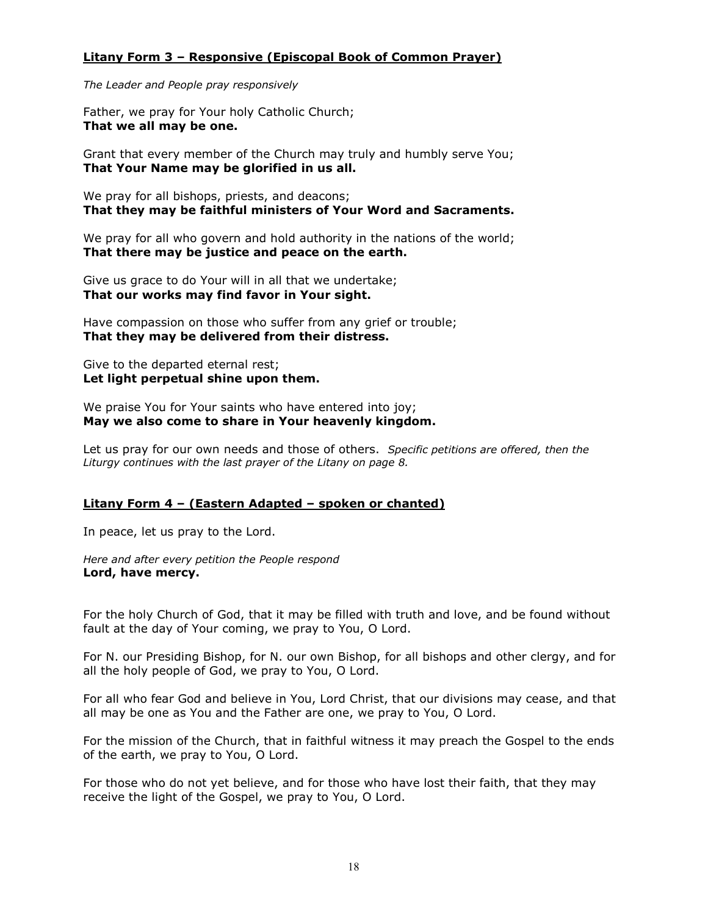**Litany Form 3 – Responsive (Episcopal Book of Common Prayer)**

*The Leader and People pray responsively*

Father, we pray for Your holy Catholic Church;
**That we all may be one.**

Grant that every member of the Church may truly and humbly serve You;
**That Your Name may be glorified in us all.**

We pray for all bishops, priests, and deacons;
**That they may be faithful ministers of Your Word and Sacraments.**

We pray for all who govern and hold authority in the nations of the world;
**That there may be justice and peace on the earth.**

Give us grace to do Your will in all that we undertake;
**That our works may find favor in Your sight.**

Have compassion on those who suffer from any grief or trouble;
**That they may be delivered from their distress.**

Give to the departed eternal rest;
**Let light perpetual shine upon them.**

We praise You for Your saints who have entered into joy;
**May we also come to share in Your heavenly kingdom.**

Let us pray for our own needs and those of others. *Specific petitions are offered, then the Liturgy continues with the last prayer of the Litany on page 8.*

**Litany Form 4 – (Eastern Adapted – spoken or chanted)**

In peace, let us pray to the Lord.

*Here and after every petition the People respond*
**Lord, have mercy.**

For the holy Church of God, that it may be filled with truth and love, and be found without fault at the day of Your coming, we pray to You, O Lord.

For N. our Presiding Bishop, for N. our own Bishop, for all bishops and other clergy, and for all the holy people of God, we pray to You, O Lord.

For all who fear God and believe in You, Lord Christ, that our divisions may cease, and that all may be one as You and the Father are one, we pray to You, O Lord.

For the mission of the Church, that in faithful witness it may preach the Gospel to the ends of the earth, we pray to You, O Lord.

For those who do not yet believe, and for those who have lost their faith, that they may receive the light of the Gospel, we pray to You, O Lord.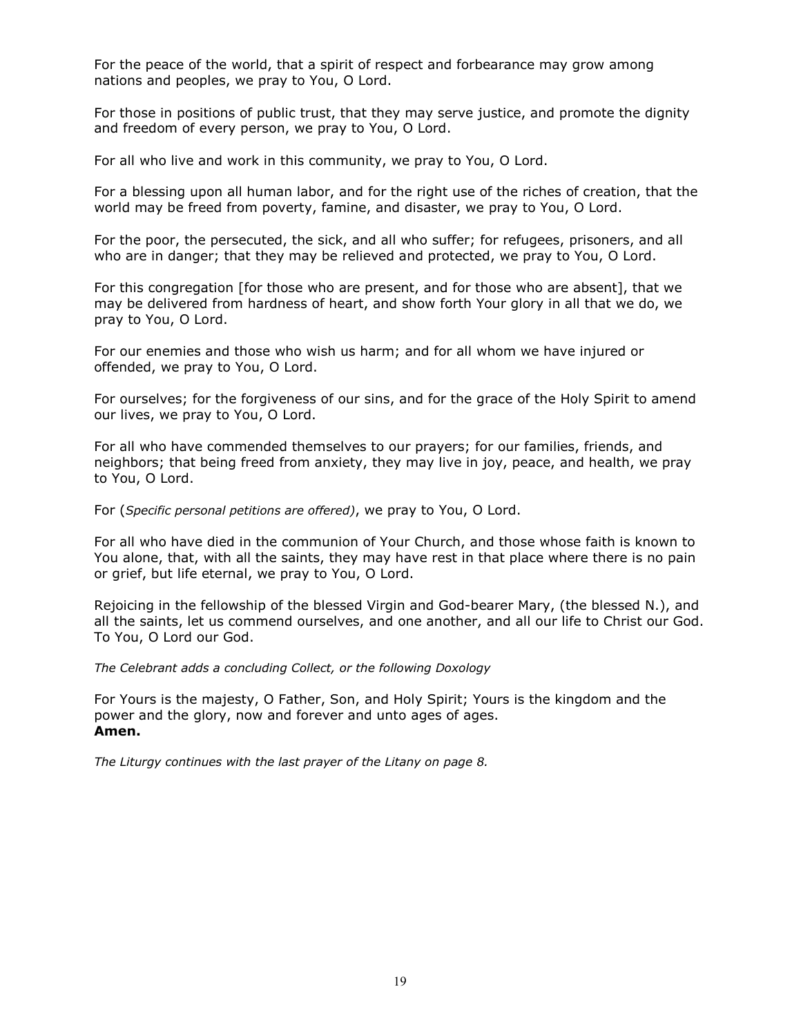For the peace of the world, that a spirit of respect and forbearance may grow among nations and peoples, we pray to You, O Lord.

For those in positions of public trust, that they may serve justice, and promote the dignity and freedom of every person, we pray to You, O Lord.

For all who live and work in this community, we pray to You, O Lord.

For a blessing upon all human labor, and for the right use of the riches of creation, that the world may be freed from poverty, famine, and disaster, we pray to You, O Lord.

For the poor, the persecuted, the sick, and all who suffer; for refugees, prisoners, and all who are in danger; that they may be relieved and protected, we pray to You, O Lord.

For this congregation [for those who are present, and for those who are absent], that we may be delivered from hardness of heart, and show forth Your glory in all that we do, we pray to You, O Lord.

For our enemies and those who wish us harm; and for all whom we have injured or offended, we pray to You, O Lord.

For ourselves; for the forgiveness of our sins, and for the grace of the Holy Spirit to amend our lives, we pray to You, O Lord.

For all who have commended themselves to our prayers; for our families, friends, and neighbors; that being freed from anxiety, they may live in joy, peace, and health, we pray to You, O Lord.

For (*Specific personal petitions are offered)*, we pray to You, O Lord.

For all who have died in the communion of Your Church, and those whose faith is known to You alone, that, with all the saints, they may have rest in that place where there is no pain or grief, but life eternal, we pray to You, O Lord.

Rejoicing in the fellowship of the blessed Virgin and God-bearer Mary, (the blessed N.), and all the saints, let us commend ourselves, and one another, and all our life to Christ our God. To You, O Lord our God.

*The Celebrant adds a concluding Collect, or the following Doxology*

For Yours is the majesty, O Father, Son, and Holy Spirit; Yours is the kingdom and the power and the glory, now and forever and unto ages of ages.
**Amen.**

*The Liturgy continues with the last prayer of the Litany on page 8.*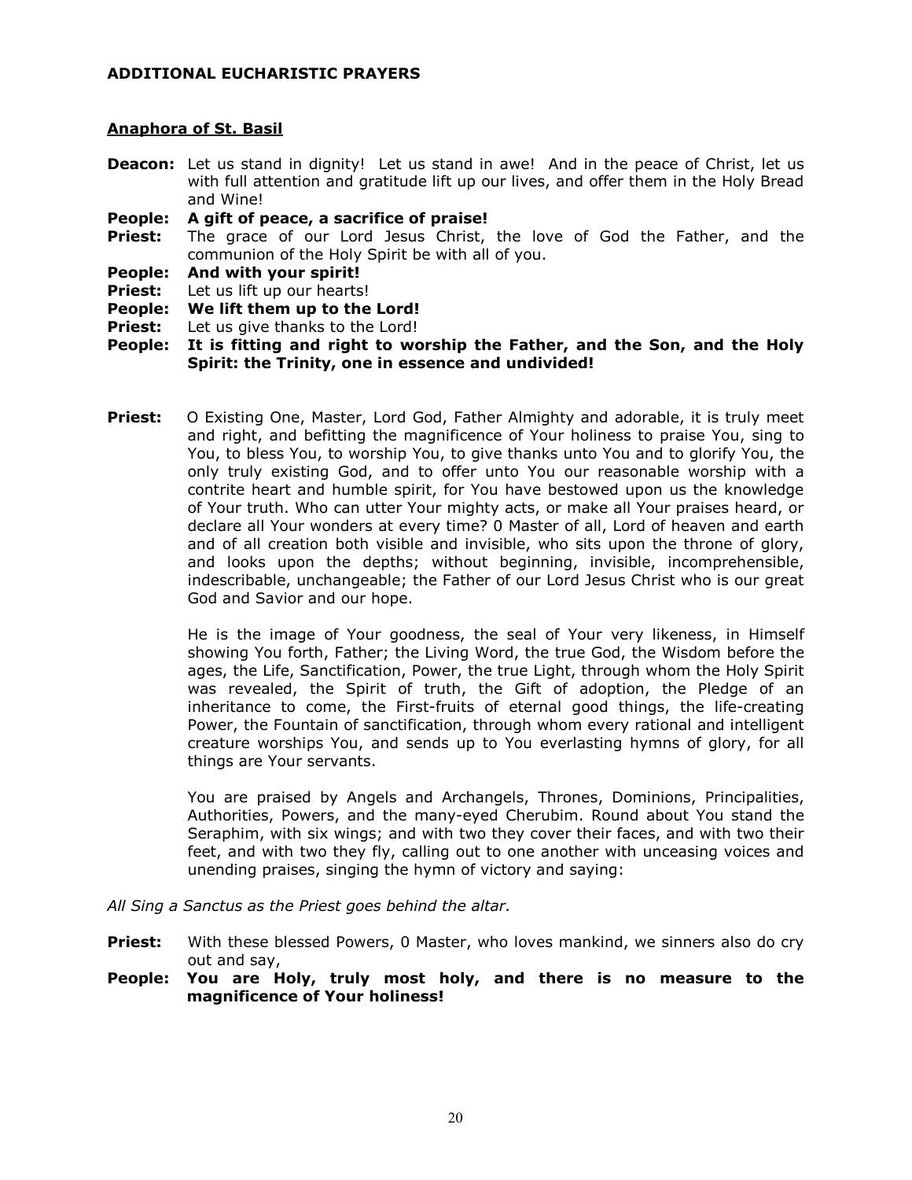**ADDITIONAL EUCHARISTIC PRAYERS**

**Anaphora of St. Basil**

**Deacon:** Let us stand in dignity! Let us stand in awe! And in the peace of Christ, let us with full attention and gratitude lift up our lives, and offer them in the Holy Bread and Wine!

**People: A gift of peace, a sacrifice of praise!**

**Priest:** The grace of our Lord Jesus Christ, the love of God the Father, and the communion of the Holy Spirit be with all of you.

**People: And with your spirit!**

**Priest:** Let us lift up our hearts!

**People: We lift them up to the Lord!**

**Priest:** Let us give thanks to the Lord!

**People: It is fitting and right to worship the Father, and the Son, and the Holy Spirit: the Trinity, one in essence and undivided!**

**Priest:** O Existing One, Master, Lord God, Father Almighty and adorable, it is truly meet and right, and befitting the magnificence of Your holiness to praise You, sing to You, to bless You, to worship You, to give thanks unto You and to glorify You, the only truly existing God, and to offer unto You our reasonable worship with a contrite heart and humble spirit, for You have bestowed upon us the knowledge of Your truth. Who can utter Your mighty acts, or make all Your praises heard, or declare all Your wonders at every time? 0 Master of all, Lord of heaven and earth and of all creation both visible and invisible, who sits upon the throne of glory, and looks upon the depths; without beginning, invisible, incomprehensible, indescribable, unchangeable; the Father of our Lord Jesus Christ who is our great God and Savior and our hope.

He is the image of Your goodness, the seal of Your very likeness, in Himself showing You forth, Father; the Living Word, the true God, the Wisdom before the ages, the Life, Sanctification, Power, the true Light, through whom the Holy Spirit was revealed, the Spirit of truth, the Gift of adoption, the Pledge of an inheritance to come, the First-fruits of eternal good things, the life-creating Power, the Fountain of sanctification, through whom every rational and intelligent creature worships You, and sends up to You everlasting hymns of glory, for all things are Your servants.

You are praised by Angels and Archangels, Thrones, Dominions, Principalities, Authorities, Powers, and the many-eyed Cherubim. Round about You stand the Seraphim, with six wings; and with two they cover their faces, and with two their feet, and with two they fly, calling out to one another with unceasing voices and unending praises, singing the hymn of victory and saying:

*All Sing a Sanctus as the Priest goes behind the altar.*

**Priest:** With these blessed Powers, 0 Master, who loves mankind, we sinners also do cry out and say,

**People: You are Holy, truly most holy, and there is no measure to the magnificence of Your holiness!**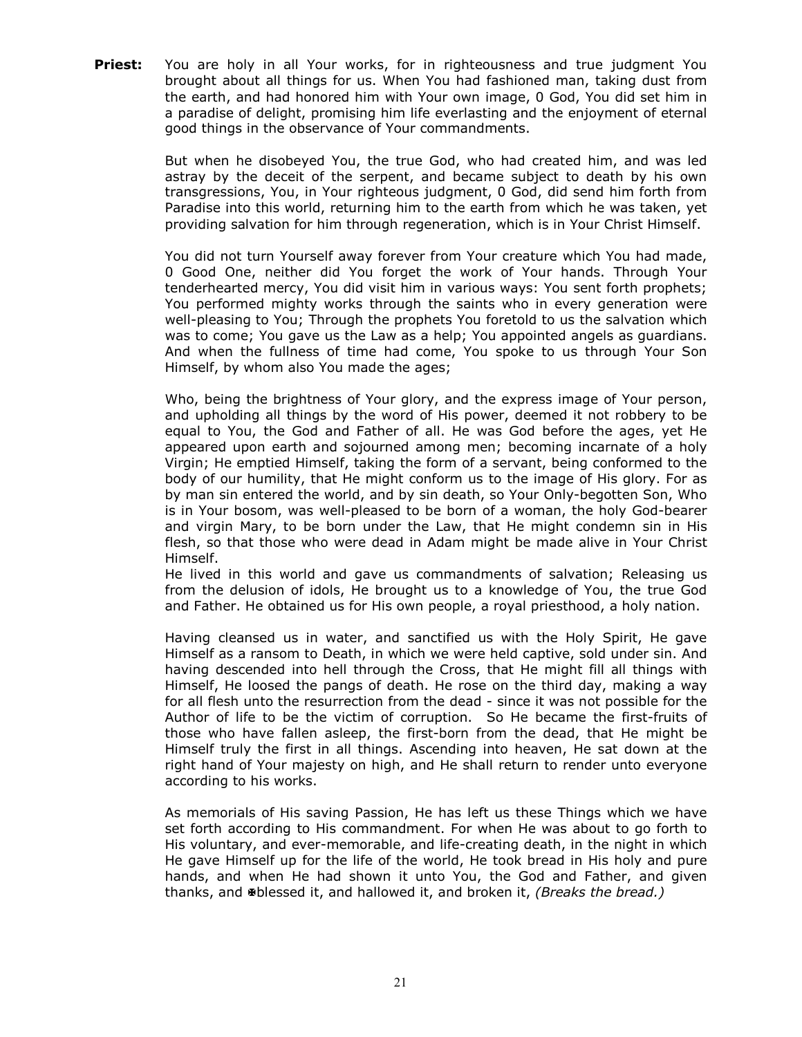**Priest:** You are holy in all Your works, for in righteousness and true judgment You brought about all things for us. When You had fashioned man, taking dust from the earth, and had honored him with Your own image, 0 God, You did set him in a paradise of delight, promising him life everlasting and the enjoyment of eternal good things in the observance of Your commandments.

But when he disobeyed You, the true God, who had created him, and was led astray by the deceit of the serpent, and became subject to death by his own transgressions, You, in Your righteous judgment, 0 God, did send him forth from Paradise into this world, returning him to the earth from which he was taken, yet providing salvation for him through regeneration, which is in Your Christ Himself.

You did not turn Yourself away forever from Your creature which You had made, 0 Good One, neither did You forget the work of Your hands. Through Your tenderhearted mercy, You did visit him in various ways: You sent forth prophets; You performed mighty works through the saints who in every generation were well-pleasing to You; Through the prophets You foretold to us the salvation which was to come; You gave us the Law as a help; You appointed angels as guardians. And when the fullness of time had come, You spoke to us through Your Son Himself, by whom also You made the ages;

Who, being the brightness of Your glory, and the express image of Your person, and upholding all things by the word of His power, deemed it not robbery to be equal to You, the God and Father of all. He was God before the ages, yet He appeared upon earth and sojourned among men; becoming incarnate of a holy Virgin; He emptied Himself, taking the form of a servant, being conformed to the body of our humility, that He might conform us to the image of His glory. For as by man sin entered the world, and by sin death, so Your Only-begotten Son, Who is in Your bosom, was well-pleased to be born of a woman, the holy God-bearer and virgin Mary, to be born under the Law, that He might condemn sin in His flesh, so that those who were dead in Adam might be made alive in Your Christ Himself.
He lived in this world and gave us commandments of salvation; Releasing us from the delusion of idols, He brought us to a knowledge of You, the true God and Father. He obtained us for His own people, a royal priesthood, a holy nation.

Having cleansed us in water, and sanctified us with the Holy Spirit, He gave Himself as a ransom to Death, in which we were held captive, sold under sin. And having descended into hell through the Cross, that He might fill all things with Himself, He loosed the pangs of death. He rose on the third day, making a way for all flesh unto the resurrection from the dead - since it was not possible for the Author of life to be the victim of corruption. So He became the first-fruits of those who have fallen asleep, the first-born from the dead, that He might be Himself truly the first in all things. Ascending into heaven, He sat down at the right hand of Your majesty on high, and He shall return to render unto everyone according to his works.

As memorials of His saving Passion, He has left us these Things which we have set forth according to His commandment. For when He was about to go forth to His voluntary, and ever-memorable, and life-creating death, in the night in which He gave Himself up for the life of the world, He took bread in His holy and pure hands, and when He had shown it unto You, the God and Father, and given thanks, and ✠blessed it, and hallowed it, and broken it, *(Breaks the bread.)*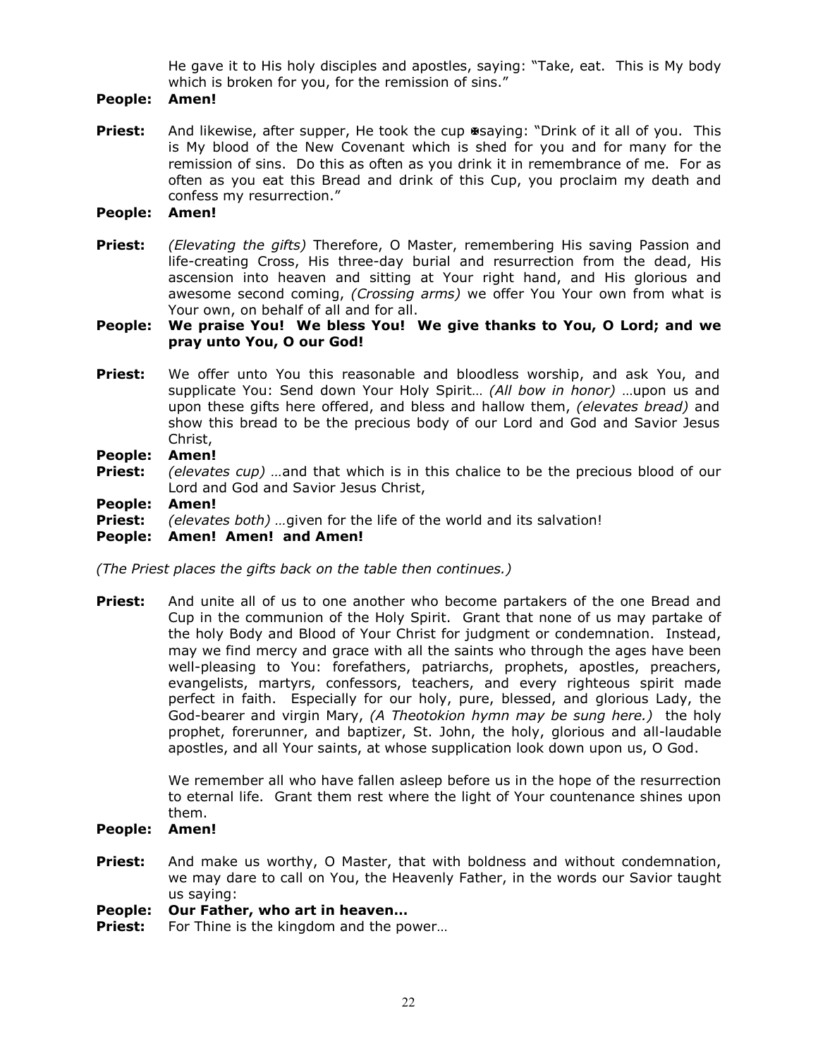He gave it to His holy disciples and apostles, saying: "Take, eat. This is My body which is broken for you, for the remission of sins."

**People: Amen!**

**Priest:** And likewise, after supper, He took the cup ✠saying: "Drink of it all of you. This is My blood of the New Covenant which is shed for you and for many for the remission of sins. Do this as often as you drink it in remembrance of me. For as often as you eat this Bread and drink of this Cup, you proclaim my death and confess my resurrection."

**People: Amen!**

**Priest:** *(Elevating the gifts)* Therefore, O Master, remembering His saving Passion and life-creating Cross, His three-day burial and resurrection from the dead, His ascension into heaven and sitting at Your right hand, and His glorious and awesome second coming, *(Crossing arms)* we offer You Your own from what is Your own, on behalf of all and for all.

**People: We praise You! We bless You! We give thanks to You, O Lord; and we pray unto You, O our God!**

**Priest:** We offer unto You this reasonable and bloodless worship, and ask You, and supplicate You: Send down Your Holy Spirit… *(All bow in honor)* …upon us and upon these gifts here offered, and bless and hallow them, *(elevates bread)* and show this bread to be the precious body of our Lord and God and Savior Jesus Christ,

**People: Amen!**

**Priest:** *(elevates cup) …*and that which is in this chalice to be the precious blood of our Lord and God and Savior Jesus Christ,

**People: Amen!**

**Priest:** *(elevates both) …*given for the life of the world and its salvation!

**People: Amen! Amen! and Amen!**

*(The Priest places the gifts back on the table then continues.)*

**Priest:** And unite all of us to one another who become partakers of the one Bread and Cup in the communion of the Holy Spirit. Grant that none of us may partake of the holy Body and Blood of Your Christ for judgment or condemnation. Instead, may we find mercy and grace with all the saints who through the ages have been well-pleasing to You: forefathers, patriarchs, prophets, apostles, preachers, evangelists, martyrs, confessors, teachers, and every righteous spirit made perfect in faith. Especially for our holy, pure, blessed, and glorious Lady, the God-bearer and virgin Mary, *(A Theotokion hymn may be sung here.)* the holy prophet, forerunner, and baptizer, St. John, the holy, glorious and all-laudable apostles, and all Your saints, at whose supplication look down upon us, O God.

We remember all who have fallen asleep before us in the hope of the resurrection to eternal life. Grant them rest where the light of Your countenance shines upon them.

**People: Amen!**

**Priest:** And make us worthy, O Master, that with boldness and without condemnation, we may dare to call on You, the Heavenly Father, in the words our Savior taught us saying:

**People: Our Father, who art in heaven…**

**Priest:** For Thine is the kingdom and the power…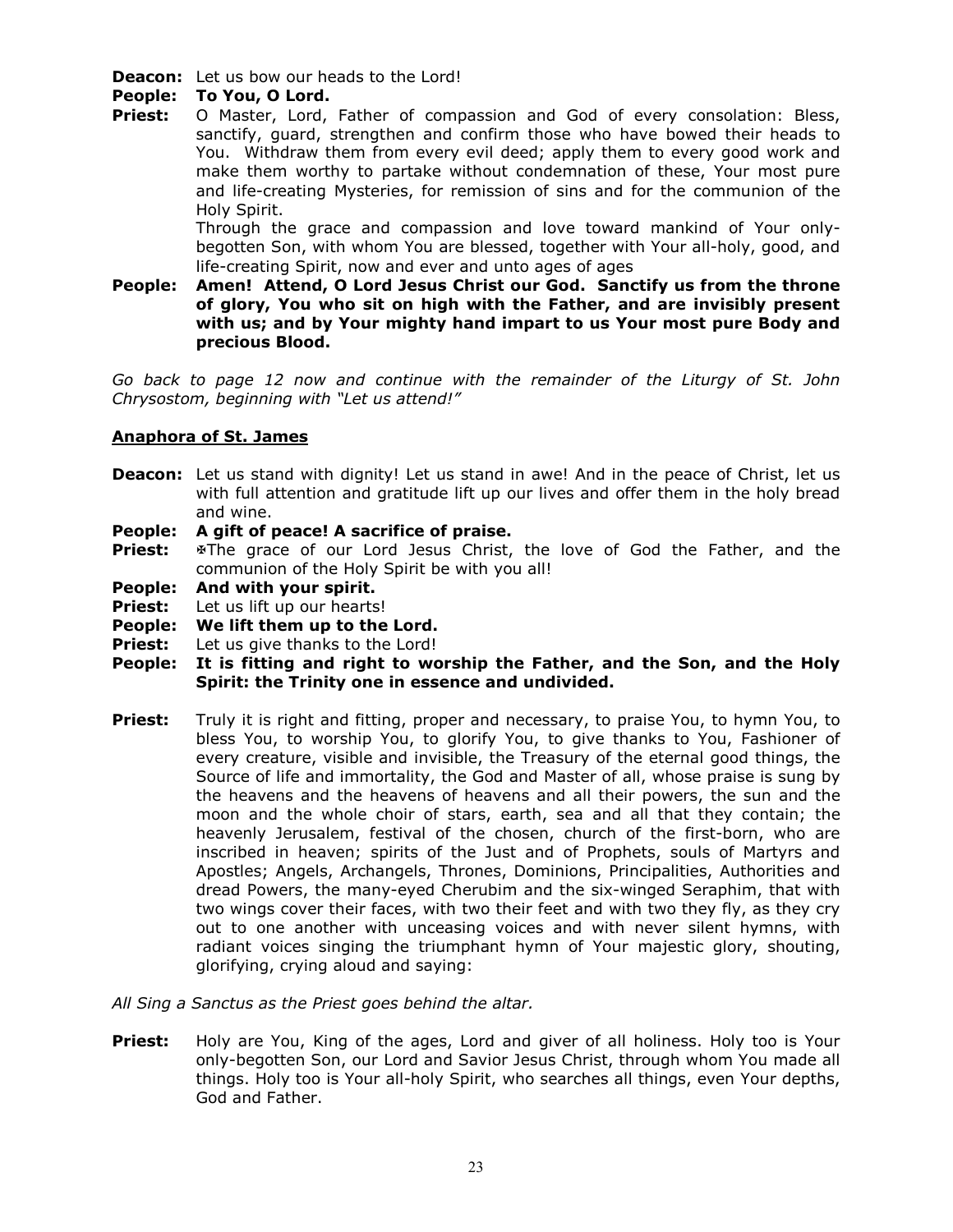**Deacon:** Let us bow our heads to the Lord!

**People: To You, O Lord.**

**Priest:** O Master, Lord, Father of compassion and God of every consolation: Bless, sanctify, guard, strengthen and confirm those who have bowed their heads to You. Withdraw them from every evil deed; apply them to every good work and make them worthy to partake without condemnation of these, Your most pure and life-creating Mysteries, for remission of sins and for the communion of the Holy Spirit.

Through the grace and compassion and love toward mankind of Your only-begotten Son, with whom You are blessed, together with Your all-holy, good, and life-creating Spirit, now and ever and unto ages of ages

**People: Amen! Attend, O Lord Jesus Christ our God. Sanctify us from the throne of glory, You who sit on high with the Father, and are invisibly present with us; and by Your mighty hand impart to us Your most pure Body and precious Blood.**

*Go back to page 12 now and continue with the remainder of the Liturgy of St. John Chrysostom, beginning with "Let us attend!"*

## Anaphora of St. James

**Deacon:** Let us stand with dignity! Let us stand in awe! And in the peace of Christ, let us with full attention and gratitude lift up our lives and offer them in the holy bread and wine.

**People: A gift of peace! A sacrifice of praise.**

**Priest:** ✠The grace of our Lord Jesus Christ, the love of God the Father, and the communion of the Holy Spirit be with you all!

**People: And with your spirit.**

**Priest:** Let us lift up our hearts!

**People: We lift them up to the Lord.**

**Priest:** Let us give thanks to the Lord!

**People: It is fitting and right to worship the Father, and the Son, and the Holy Spirit: the Trinity one in essence and undivided.**

**Priest:** Truly it is right and fitting, proper and necessary, to praise You, to hymn You, to bless You, to worship You, to glorify You, to give thanks to You, Fashioner of every creature, visible and invisible, the Treasury of the eternal good things, the Source of life and immortality, the God and Master of all, whose praise is sung by the heavens and the heavens of heavens and all their powers, the sun and the moon and the whole choir of stars, earth, sea and all that they contain; the heavenly Jerusalem, festival of the chosen, church of the first-born, who are inscribed in heaven; spirits of the Just and of Prophets, souls of Martyrs and Apostles; Angels, Archangels, Thrones, Dominions, Principalities, Authorities and dread Powers, the many-eyed Cherubim and the six-winged Seraphim, that with two wings cover their faces, with two their feet and with two they fly, as they cry out to one another with unceasing voices and with never silent hymns, with radiant voices singing the triumphant hymn of Your majestic glory, shouting, glorifying, crying aloud and saying:

*All Sing a Sanctus as the Priest goes behind the altar.*

**Priest:** Holy are You, King of the ages, Lord and giver of all holiness. Holy too is Your only-begotten Son, our Lord and Savior Jesus Christ, through whom You made all things. Holy too is Your all-holy Spirit, who searches all things, even Your depths, God and Father.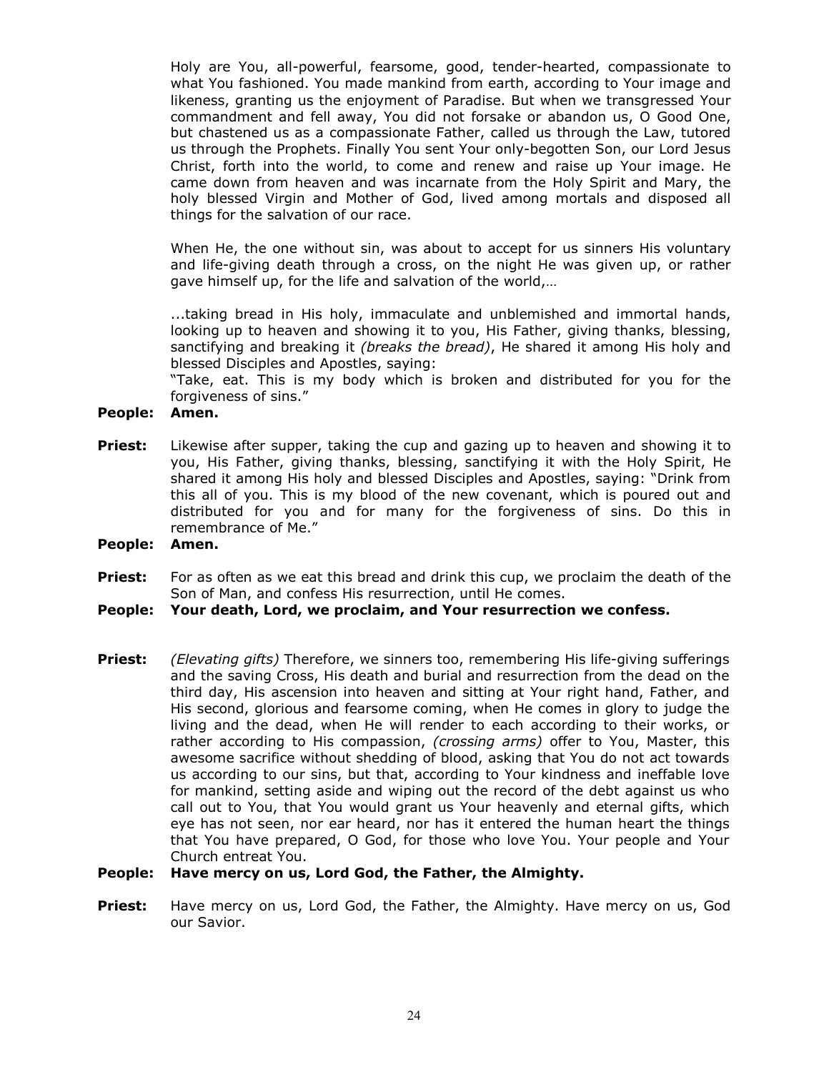Holy are You, all-powerful, fearsome, good, tender-hearted, compassionate to what You fashioned. You made mankind from earth, according to Your image and likeness, granting us the enjoyment of Paradise. But when we transgressed Your commandment and fell away, You did not forsake or abandon us, O Good One, but chastened us as a compassionate Father, called us through the Law, tutored us through the Prophets. Finally You sent Your only-begotten Son, our Lord Jesus Christ, forth into the world, to come and renew and raise up Your image. He came down from heaven and was incarnate from the Holy Spirit and Mary, the holy blessed Virgin and Mother of God, lived among mortals and disposed all things for the salvation of our race.

When He, the one without sin, was about to accept for us sinners His voluntary and life-giving death through a cross, on the night He was given up, or rather gave himself up, for the life and salvation of the world,…

...taking bread in His holy, immaculate and unblemished and immortal hands, looking up to heaven and showing it to you, His Father, giving thanks, blessing, sanctifying and breaking it *(breaks the bread)*, He shared it among His holy and blessed Disciples and Apostles, saying:
"Take, eat. This is my body which is broken and distributed for you for the forgiveness of sins."

**People: Amen.**

**Priest:** Likewise after supper, taking the cup and gazing up to heaven and showing it to you, His Father, giving thanks, blessing, sanctifying it with the Holy Spirit, He shared it among His holy and blessed Disciples and Apostles, saying: "Drink from this all of you. This is my blood of the new covenant, which is poured out and distributed for you and for many for the forgiveness of sins. Do this in remembrance of Me."

**People: Amen.**

**Priest:** For as often as we eat this bread and drink this cup, we proclaim the death of the Son of Man, and confess His resurrection, until He comes.

**People: Your death, Lord, we proclaim, and Your resurrection we confess.**

**Priest:** *(Elevating gifts)* Therefore, we sinners too, remembering His life-giving sufferings and the saving Cross, His death and burial and resurrection from the dead on the third day, His ascension into heaven and sitting at Your right hand, Father, and His second, glorious and fearsome coming, when He comes in glory to judge the living and the dead, when He will render to each according to their works, or rather according to His compassion, *(crossing arms)* offer to You, Master, this awesome sacrifice without shedding of blood, asking that You do not act towards us according to our sins, but that, according to Your kindness and ineffable love for mankind, setting aside and wiping out the record of the debt against us who call out to You, that You would grant us Your heavenly and eternal gifts, which eye has not seen, nor ear heard, nor has it entered the human heart the things that You have prepared, O God, for those who love You. Your people and Your Church entreat You.

**People: Have mercy on us, Lord God, the Father, the Almighty.**

**Priest:** Have mercy on us, Lord God, the Father, the Almighty. Have mercy on us, God our Savior.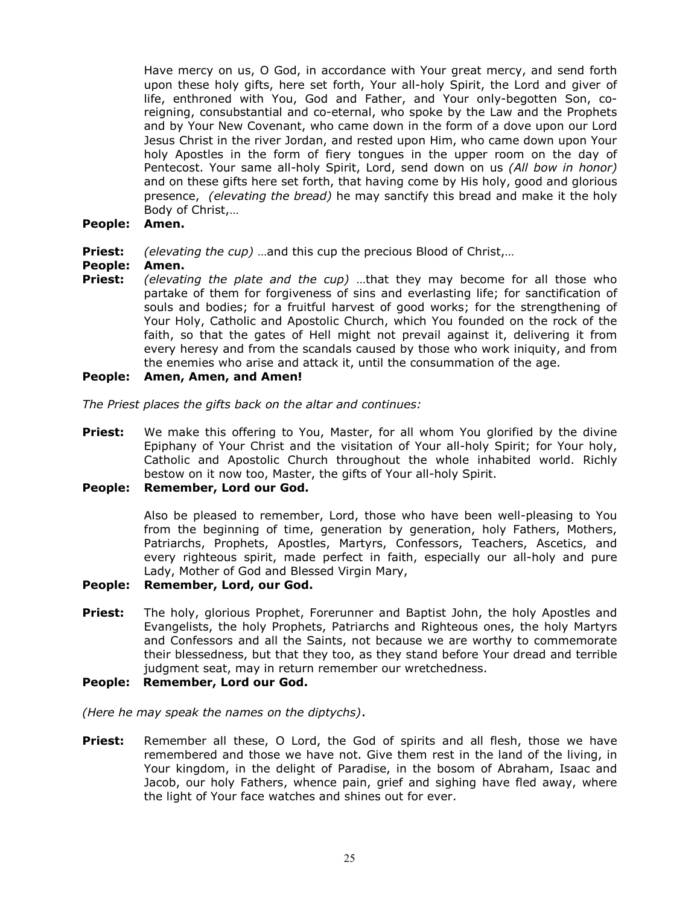Have mercy on us, O God, in accordance with Your great mercy, and send forth upon these holy gifts, here set forth, Your all-holy Spirit, the Lord and giver of life, enthroned with You, God and Father, and Your only-begotten Son, co-reigning, consubstantial and co-eternal, who spoke by the Law and the Prophets and by Your New Covenant, who came down in the form of a dove upon our Lord Jesus Christ in the river Jordan, and rested upon Him, who came down upon Your holy Apostles in the form of fiery tongues in the upper room on the day of Pentecost. Your same all-holy Spirit, Lord, send down on us *(All bow in honor)* and on these gifts here set forth, that having come by His holy, good and glorious presence, *(elevating the bread)* he may sanctify this bread and make it the holy Body of Christ,…

**People: Amen.**

**Priest:** *(elevating the cup)* …and this cup the precious Blood of Christ,…

**People: Amen.**

**Priest:** *(elevating the plate and the cup)* …that they may become for all those who partake of them for forgiveness of sins and everlasting life; for sanctification of souls and bodies; for a fruitful harvest of good works; for the strengthening of Your Holy, Catholic and Apostolic Church, which You founded on the rock of the faith, so that the gates of Hell might not prevail against it, delivering it from every heresy and from the scandals caused by those who work iniquity, and from the enemies who arise and attack it, until the consummation of the age.

**People: Amen, Amen, and Amen!**

*The Priest places the gifts back on the altar and continues:*

**Priest:** We make this offering to You, Master, for all whom You glorified by the divine Epiphany of Your Christ and the visitation of Your all-holy Spirit; for Your holy, Catholic and Apostolic Church throughout the whole inhabited world. Richly bestow on it now too, Master, the gifts of Your all-holy Spirit.

**People: Remember, Lord our God.**

Also be pleased to remember, Lord, those who have been well-pleasing to You from the beginning of time, generation by generation, holy Fathers, Mothers, Patriarchs, Prophets, Apostles, Martyrs, Confessors, Teachers, Ascetics, and every righteous spirit, made perfect in faith, especially our all-holy and pure Lady, Mother of God and Blessed Virgin Mary,

**People: Remember, Lord, our God.**

**Priest:** The holy, glorious Prophet, Forerunner and Baptist John, the holy Apostles and Evangelists, the holy Prophets, Patriarchs and Righteous ones, the holy Martyrs and Confessors and all the Saints, not because we are worthy to commemorate their blessedness, but that they too, as they stand before Your dread and terrible judgment seat, may in return remember our wretchedness.

**People: Remember, Lord our God.**

*(Here he may speak the names on the diptychs)*.

**Priest:** Remember all these, O Lord, the God of spirits and all flesh, those we have remembered and those we have not. Give them rest in the land of the living, in Your kingdom, in the delight of Paradise, in the bosom of Abraham, Isaac and Jacob, our holy Fathers, whence pain, grief and sighing have fled away, where the light of Your face watches and shines out for ever.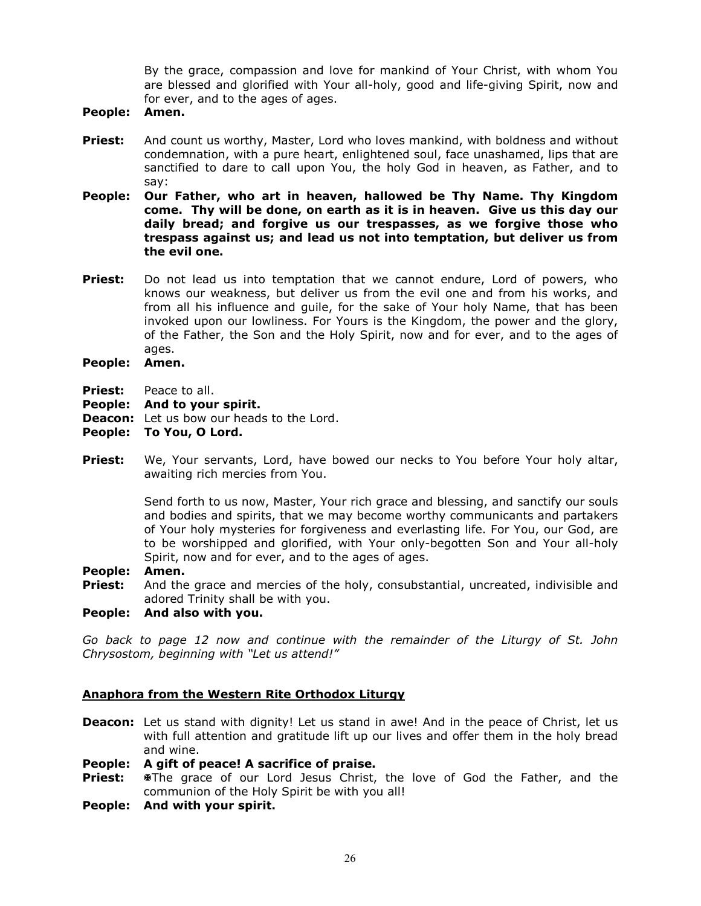By the grace, compassion and love for mankind of Your Christ, with whom You are blessed and glorified with Your all-holy, good and life-giving Spirit, now and for ever, and to the ages of ages.

**People:** **Amen.**

**Priest:** And count us worthy, Master, Lord who loves mankind, with boldness and without condemnation, with a pure heart, enlightened soul, face unashamed, lips that are sanctified to dare to call upon You, the holy God in heaven, as Father, and to say:

**People:** **Our Father, who art in heaven, hallowed be Thy Name. Thy Kingdom come. Thy will be done, on earth as it is in heaven. Give us this day our daily bread; and forgive us our trespasses, as we forgive those who trespass against us; and lead us not into temptation, but deliver us from the evil one.**

**Priest:** Do not lead us into temptation that we cannot endure, Lord of powers, who knows our weakness, but deliver us from the evil one and from his works, and from all his influence and guile, for the sake of Your holy Name, that has been invoked upon our lowliness. For Yours is the Kingdom, the power and the glory, of the Father, the Son and the Holy Spirit, now and for ever, and to the ages of ages.

**People:** **Amen.**

**Priest:** Peace to all.
**People:** **And to your spirit.**
**Deacon:** Let us bow our heads to the Lord.
**People:** **To You, O Lord.**

**Priest:** We, Your servants, Lord, have bowed our necks to You before Your holy altar, awaiting rich mercies from You.

Send forth to us now, Master, Your rich grace and blessing, and sanctify our souls and bodies and spirits, that we may become worthy communicants and partakers of Your holy mysteries for forgiveness and everlasting life. For You, our God, are to be worshipped and glorified, with Your only-begotten Son and Your all-holy Spirit, now and for ever, and to the ages of ages.

**People:** **Amen.**
**Priest:** And the grace and mercies of the holy, consubstantial, uncreated, indivisible and adored Trinity shall be with you.
**People:** **And also with you.**

*Go back to page 12 now and continue with the remainder of the Liturgy of St. John Chrysostom, beginning with "Let us attend!"*

## Anaphora from the Western Rite Orthodox Liturgy

**Deacon:** Let us stand with dignity! Let us stand in awe! And in the peace of Christ, let us with full attention and gratitude lift up our lives and offer them in the holy bread and wine.
**People:** **A gift of peace! A sacrifice of praise.**
**Priest:** ✠The grace of our Lord Jesus Christ, the love of God the Father, and the communion of the Holy Spirit be with you all!
**People:** **And with your spirit.**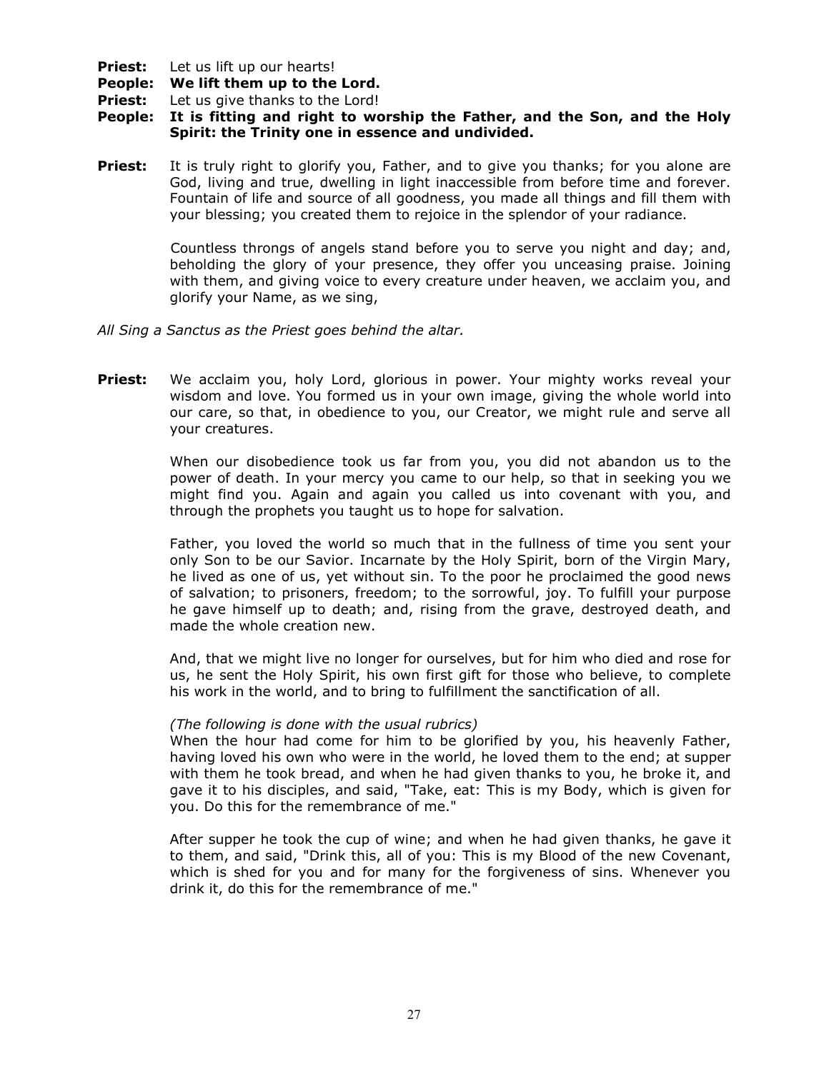**Priest:** Let us lift up our hearts!

**People: We lift them up to the Lord.**

**Priest:** Let us give thanks to the Lord!

**People: It is fitting and right to worship the Father, and the Son, and the Holy Spirit: the Trinity one in essence and undivided.**

**Priest:** It is truly right to glorify you, Father, and to give you thanks; for you alone are God, living and true, dwelling in light inaccessible from before time and forever. Fountain of life and source of all goodness, you made all things and fill them with your blessing; you created them to rejoice in the splendor of your radiance.

Countless throngs of angels stand before you to serve you night and day; and, beholding the glory of your presence, they offer you unceasing praise. Joining with them, and giving voice to every creature under heaven, we acclaim you, and glorify your Name, as we sing,

*All Sing a Sanctus as the Priest goes behind the altar.*

**Priest:** We acclaim you, holy Lord, glorious in power. Your mighty works reveal your wisdom and love. You formed us in your own image, giving the whole world into our care, so that, in obedience to you, our Creator, we might rule and serve all your creatures.

When our disobedience took us far from you, you did not abandon us to the power of death. In your mercy you came to our help, so that in seeking you we might find you. Again and again you called us into covenant with you, and through the prophets you taught us to hope for salvation.

Father, you loved the world so much that in the fullness of time you sent your only Son to be our Savior. Incarnate by the Holy Spirit, born of the Virgin Mary, he lived as one of us, yet without sin. To the poor he proclaimed the good news of salvation; to prisoners, freedom; to the sorrowful, joy. To fulfill your purpose he gave himself up to death; and, rising from the grave, destroyed death, and made the whole creation new.

And, that we might live no longer for ourselves, but for him who died and rose for us, he sent the Holy Spirit, his own first gift for those who believe, to complete his work in the world, and to bring to fulfillment the sanctification of all.

*(The following is done with the usual rubrics)*
When the hour had come for him to be glorified by you, his heavenly Father, having loved his own who were in the world, he loved them to the end; at supper with them he took bread, and when he had given thanks to you, he broke it, and gave it to his disciples, and said, "Take, eat: This is my Body, which is given for you. Do this for the remembrance of me."

After supper he took the cup of wine; and when he had given thanks, he gave it to them, and said, "Drink this, all of you: This is my Blood of the new Covenant, which is shed for you and for many for the forgiveness of sins. Whenever you drink it, do this for the remembrance of me."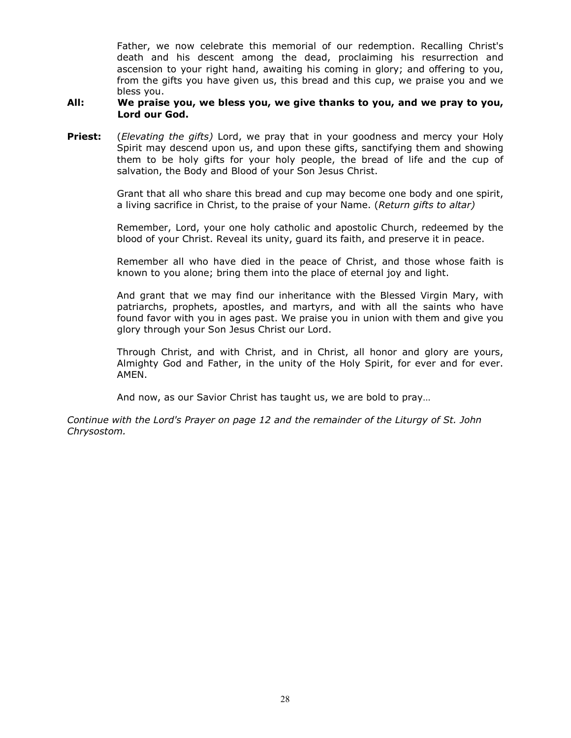Father, we now celebrate this memorial of our redemption. Recalling Christ's death and his descent among the dead, proclaiming his resurrection and ascension to your right hand, awaiting his coming in glory; and offering to you, from the gifts you have given us, this bread and this cup, we praise you and we bless you.

**All:** **We praise you, we bless you, we give thanks to you, and we pray to you, Lord our God.**

**Priest:** (*Elevating the gifts)* Lord, we pray that in your goodness and mercy your Holy Spirit may descend upon us, and upon these gifts, sanctifying them and showing them to be holy gifts for your holy people, the bread of life and the cup of salvation, the Body and Blood of your Son Jesus Christ.

Grant that all who share this bread and cup may become one body and one spirit, a living sacrifice in Christ, to the praise of your Name. (*Return gifts to altar)*

Remember, Lord, your one holy catholic and apostolic Church, redeemed by the blood of your Christ. Reveal its unity, guard its faith, and preserve it in peace.

Remember all who have died in the peace of Christ, and those whose faith is known to you alone; bring them into the place of eternal joy and light.

And grant that we may find our inheritance with the Blessed Virgin Mary, with patriarchs, prophets, apostles, and martyrs, and with all the saints who have found favor with you in ages past. We praise you in union with them and give you glory through your Son Jesus Christ our Lord.

Through Christ, and with Christ, and in Christ, all honor and glory are yours, Almighty God and Father, in the unity of the Holy Spirit, for ever and for ever. AMEN.

And now, as our Savior Christ has taught us, we are bold to pray…

*Continue with the Lord's Prayer on page 12 and the remainder of the Liturgy of St. John Chrysostom.*